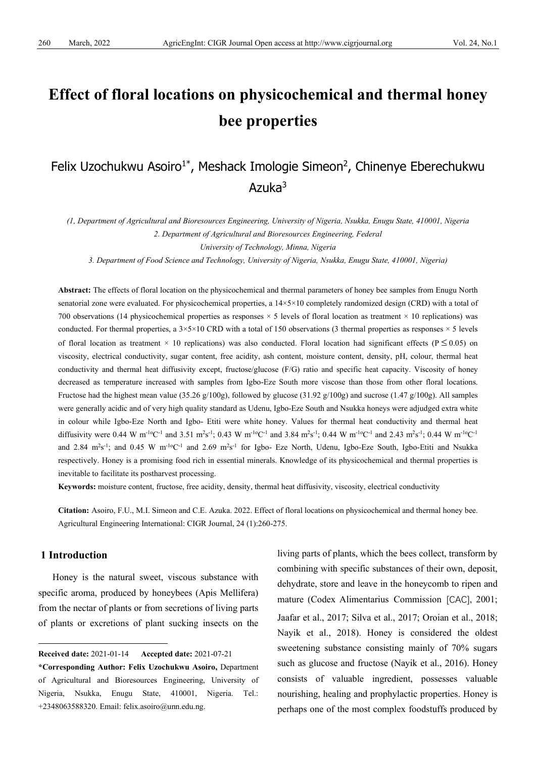# Effect of floral locations on physicochemical and thermal honey bee properties

Felix Uzochukwu Asoiro[1*], Meshack Imologie Simeon[2], Chinenye Eberechukwu Azuka[3]

*(1, Department of Agricultural and Bioresources Engineering, University of Nigeria, Nsukka, Enugu State, 410001, Nigeria*
*2. Department of Agricultural and Bioresources Engineering, Federal University of Technology, Minna, Nigeria*
*3. Department of Food Science and Technology, University of Nigeria, Nsukka, Enugu State, 410001, Nigeria)*

**Abstract:** The effects of floral location on the physicochemical and thermal parameters of honey bee samples from Enugu North senatorial zone were evaluated. For physicochemical properties, a 14×5×10 completely randomized design (CRD) with a total of 700 observations (14 physicochemical properties as responses × 5 levels of floral location as treatment × 10 replications) was conducted. For thermal properties, a 3×5×10 CRD with a total of 150 observations (3 thermal properties as responses × 5 levels of floral location as treatment × 10 replications) was also conducted. Floral location had significant effects ($P \leq 0.05$) on viscosity, electrical conductivity, sugar content, free acidity, ash content, moisture content, density, pH, colour, thermal heat conductivity and thermal heat diffusivity except, fructose/glucose (F/G) ratio and specific heat capacity. Viscosity of honey decreased as temperature increased with samples from Igbo-Eze South more viscose than those from other floral locations. Fructose had the highest mean value (35.26 g/100g), followed by glucose (31.92 g/100g) and sucrose (1.47 g/100g). All samples were generally acidic and of very high quality standard as Udenu, Igbo-Eze South and Nsukka honeys were adjudged extra white in colour while Igbo-Eze North and Igbo- Etiti were white honey. Values for thermal heat conductivity and thermal heat diffusivity were 0.44 W $m^{-1}$°$C^{-1}$ and 3.51 $m^2s^{-1}$; 0.43 W $m^{-1}$°$C^{-1}$ and 3.84 $m^2s^{-1}$; 0.44 W $m^{-1}$°$C^{-1}$ and 2.43 $m^2s^{-1}$; 0.44 W $m^{-1}$°$C^{-1}$ and 2.84 $m^2s^{-1}$; and 0.45 W $m^{-1}$°$C^{-1}$ and 2.69 $m^2s^{-1}$ for Igbo- Eze North, Udenu, Igbo-Eze South, Igbo-Etiti and Nsukka respectively. Honey is a promising food rich in essential minerals. Knowledge of its physicochemical and thermal properties is inevitable to facilitate its postharvest processing.

**Keywords:** moisture content, fructose, free acidity, density, thermal heat diffusivity, viscosity, electrical conductivity

**Citation:** Asoiro, F.U., M.I. Simeon and C.E. Azuka. 2022. Effect of floral locations on physicochemical and thermal honey bee. Agricultural Engineering International: CIGR Journal, 24 (1):260-275.

## 1 Introduction

Honey is the natural sweet, viscous substance with specific aroma, produced by honeybees (Apis Mellifera) from the nectar of plants or from secretions of living parts of plants or excretions of plant sucking insects on the living parts of plants, which the bees collect, transform by combining with specific substances of their own, deposit, dehydrate, store and leave in the honeycomb to ripen and mature (Codex Alimentarius Commission [CAC], 2001; Jaafar et al., 2017; Silva et al., 2017; Oroian et al., 2018; Nayik et al., 2018). Honey is considered the oldest sweetening substance consisting mainly of 70% sugars such as glucose and fructose (Nayik et al., 2016). Honey consists of valuable ingredient, possesses valuable nourishing, healing and prophylactic properties. Honey is perhaps one of the most complex foodstuffs produced by

---

**Received date:** 2021-01-14 **Accepted date:** 2021-07-21

**\*Corresponding Author: Felix Uzochukwu Asoiro,** Department of Agricultural and Bioresources Engineering, University of Nigeria, Nsukka, Enugu State, 410001, Nigeria. Tel.: +2348063588320. Email: felix.asoiro@unn.edu.ng.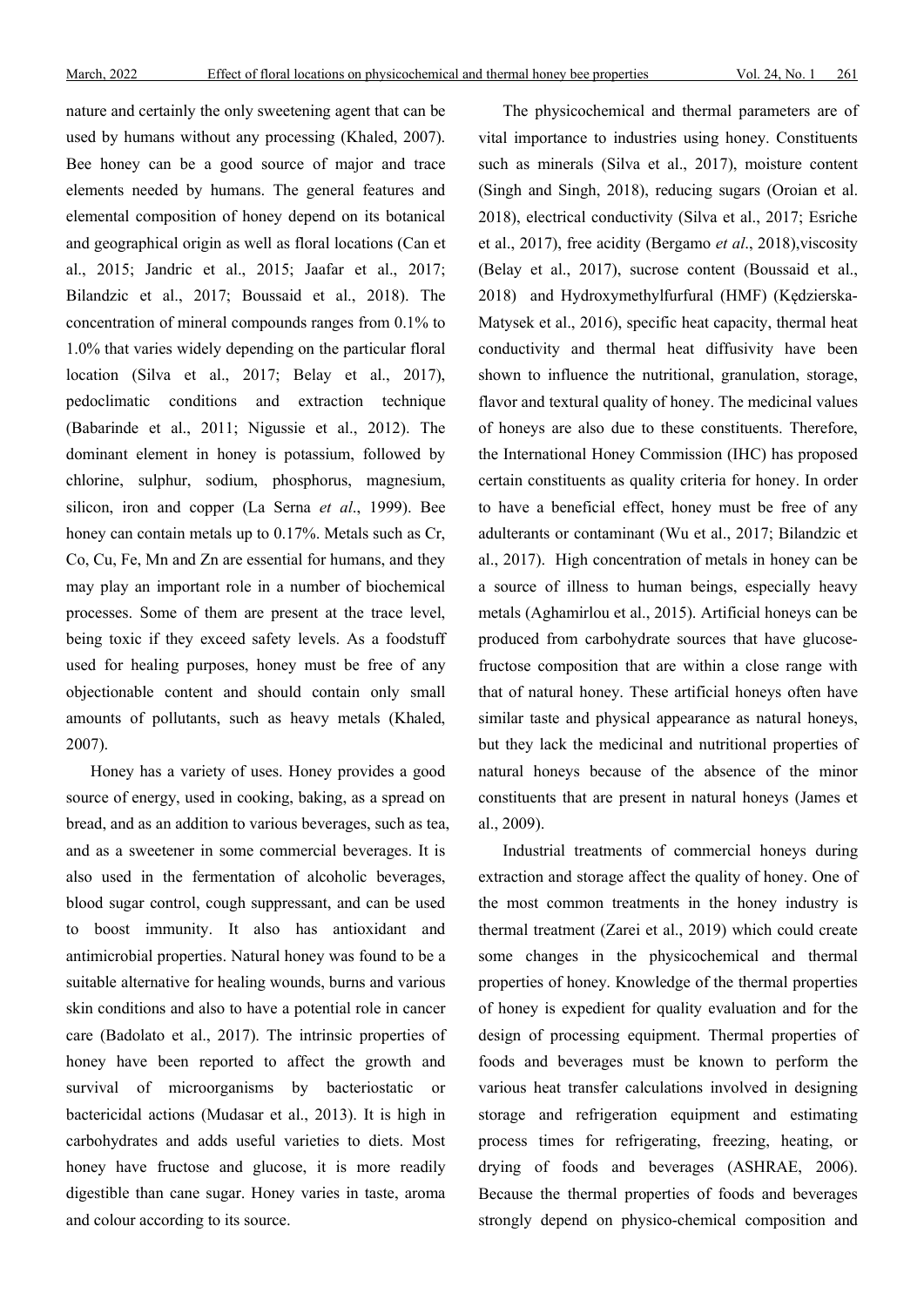nature and certainly the only sweetening agent that can be used by humans without any processing (Khaled, 2007). Bee honey can be a good source of major and trace elements needed by humans. The general features and elemental composition of honey depend on its botanical and geographical origin as well as floral locations (Can et al., 2015; Jandric et al., 2015; Jaafar et al., 2017; Bilandzic et al., 2017; Boussaid et al., 2018). The concentration of mineral compounds ranges from 0.1% to 1.0% that varies widely depending on the particular floral location (Silva et al., 2017; Belay et al., 2017), pedoclimatic conditions and extraction technique (Babarinde et al., 2011; Nigussie et al., 2012). The dominant element in honey is potassium, followed by chlorine, sulphur, sodium, phosphorus, magnesium, silicon, iron and copper (La Serna *et al*., 1999). Bee honey can contain metals up to 0.17%. Metals such as Cr, Co, Cu, Fe, Mn and Zn are essential for humans, and they may play an important role in a number of biochemical processes. Some of them are present at the trace level, being toxic if they exceed safety levels. As a foodstuff used for healing purposes, honey must be free of any objectionable content and should contain only small amounts of pollutants, such as heavy metals (Khaled, 2007).

Honey has a variety of uses. Honey provides a good source of energy, used in cooking, baking, as a spread on bread, and as an addition to various beverages, such as tea, and as a sweetener in some commercial beverages. It is also used in the fermentation of alcoholic beverages, blood sugar control, cough suppressant, and can be used to boost immunity. It also has antioxidant and antimicrobial properties. Natural honey was found to be a suitable alternative for healing wounds, burns and various skin conditions and also to have a potential role in cancer care (Badolato et al., 2017). The intrinsic properties of honey have been reported to affect the growth and survival of microorganisms by bacteriostatic or bactericidal actions (Mudasar et al., 2013). It is high in carbohydrates and adds useful varieties to diets. Most honey have fructose and glucose, it is more readily digestible than cane sugar. Honey varies in taste, aroma and colour according to its source.

The physicochemical and thermal parameters are of vital importance to industries using honey. Constituents such as minerals (Silva et al., 2017), moisture content (Singh and Singh, 2018), reducing sugars (Oroian et al. 2018), electrical conductivity (Silva et al., 2017; Esriche et al., 2017), free acidity (Bergamo *et al*., 2018),viscosity (Belay et al., 2017), sucrose content (Boussaid et al., 2018) and Hydroxymethylfurfural (HMF) (Kędzierska-Matysek et al., 2016), specific heat capacity, thermal heat conductivity and thermal heat diffusivity have been shown to influence the nutritional, granulation, storage, flavor and textural quality of honey. The medicinal values of honeys are also due to these constituents. Therefore, the International Honey Commission (IHC) has proposed certain constituents as quality criteria for honey. In order to have a beneficial effect, honey must be free of any adulterants or contaminant (Wu et al., 2017; Bilandzic et al., 2017). High concentration of metals in honey can be a source of illness to human beings, especially heavy metals (Aghamirlou et al., 2015). Artificial honeys can be produced from carbohydrate sources that have glucose-fructose composition that are within a close range with that of natural honey. These artificial honeys often have similar taste and physical appearance as natural honeys, but they lack the medicinal and nutritional properties of natural honeys because of the absence of the minor constituents that are present in natural honeys (James et al., 2009).

Industrial treatments of commercial honeys during extraction and storage affect the quality of honey. One of the most common treatments in the honey industry is thermal treatment (Zarei et al., 2019) which could create some changes in the physicochemical and thermal properties of honey. Knowledge of the thermal properties of honey is expedient for quality evaluation and for the design of processing equipment. Thermal properties of foods and beverages must be known to perform the various heat transfer calculations involved in designing storage and refrigeration equipment and estimating process times for refrigerating, freezing, heating, or drying of foods and beverages (ASHRAE, 2006). Because the thermal properties of foods and beverages strongly depend on physico-chemical composition and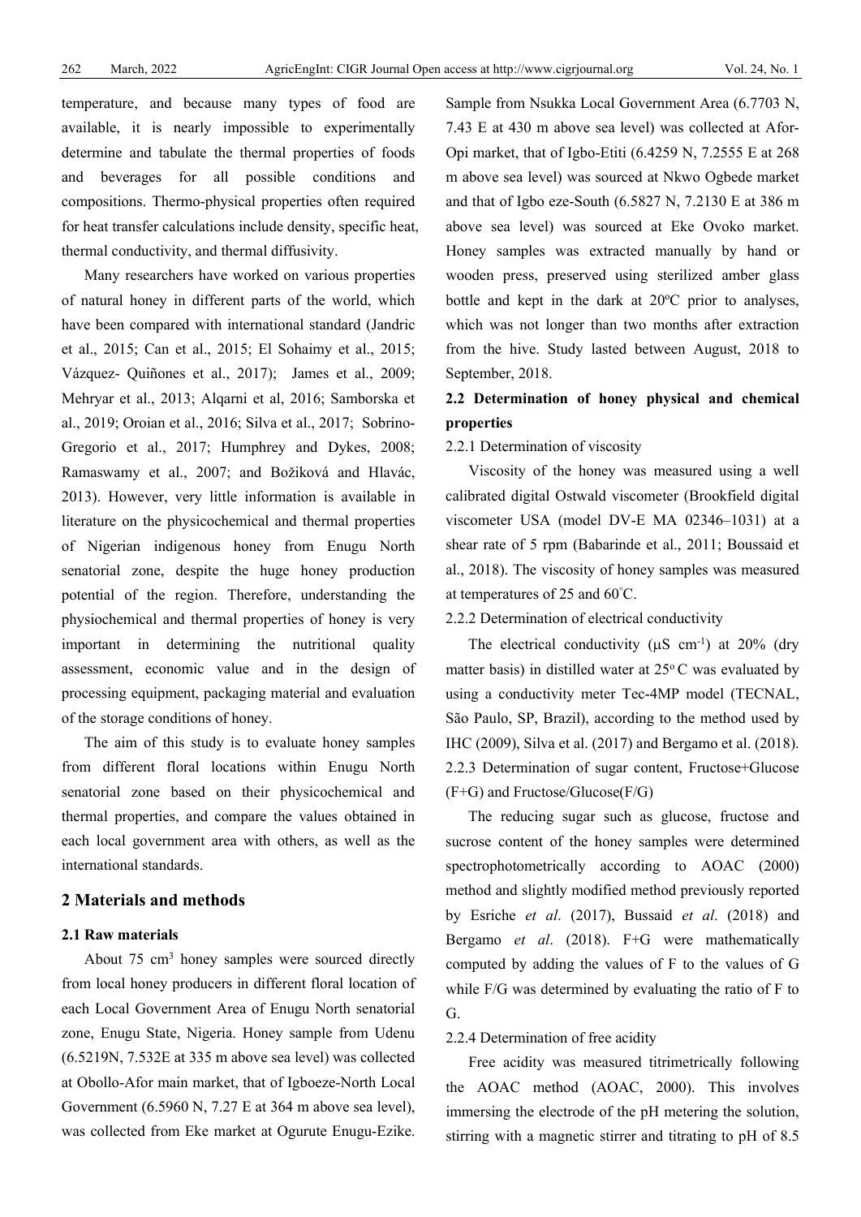temperature, and because many types of food are available, it is nearly impossible to experimentally determine and tabulate the thermal properties of foods and beverages for all possible conditions and compositions. Thermo-physical properties often required for heat transfer calculations include density, specific heat, thermal conductivity, and thermal diffusivity.

Many researchers have worked on various properties of natural honey in different parts of the world, which have been compared with international standard (Jandric et al., 2015; Can et al., 2015; El Sohaimy et al., 2015; Vázquez- Quiñones et al., 2017); James et al., 2009; Mehryar et al., 2013; Alqarni et al, 2016; Samborska et al., 2019; Oroian et al., 2016; Silva et al., 2017; Sobrino-Gregorio et al., 2017; Humphrey and Dykes, 2008; Ramaswamy et al., 2007; and Božiková and Hlavác, 2013). However, very little information is available in literature on the physicochemical and thermal properties of Nigerian indigenous honey from Enugu North senatorial zone, despite the huge honey production potential of the region. Therefore, understanding the physiochemical and thermal properties of honey is very important in determining the nutritional quality assessment, economic value and in the design of processing equipment, packaging material and evaluation of the storage conditions of honey.

The aim of this study is to evaluate honey samples from different floral locations within Enugu North senatorial zone based on their physicochemical and thermal properties, and compare the values obtained in each local government area with others, as well as the international standards.

## 2 Materials and methods

### 2.1 Raw materials

About 75 $cm^3$ honey samples were sourced directly from local honey producers in different floral location of each Local Government Area of Enugu North senatorial zone, Enugu State, Nigeria. Honey sample from Udenu (6.5219N, 7.532E at 335 m above sea level) was collected at Obollo-Afor main market, that of Igboeze-North Local Government (6.5960 N, 7.27 E at 364 m above sea level), was collected from Eke market at Ogurute Enugu-Ezike. Sample from Nsukka Local Government Area (6.7703 N, 7.43 E at 430 m above sea level) was collected at Afor-Opi market, that of Igbo-Etiti (6.4259 N, 7.2555 E at 268 m above sea level) was sourced at Nkwo Ogbede market and that of Igbo eze-South (6.5827 N, 7.2130 E at 386 m above sea level) was sourced at Eke Ovoko market. Honey samples was extracted manually by hand or wooden press, preserved using sterilized amber glass bottle and kept in the dark at 20°C prior to analyses, which was not longer than two months after extraction from the hive. Study lasted between August, 2018 to September, 2018.

### 2.2 Determination of honey physical and chemical properties

2.2.1 Determination of viscosity

Viscosity of the honey was measured using a well calibrated digital Ostwald viscometer (Brookfield digital viscometer USA (model DV-E MA 02346–1031) at a shear rate of 5 rpm (Babarinde et al., 2011; Boussaid et al., 2018). The viscosity of honey samples was measured at temperatures of 25 and 60°C.

2.2.2 Determination of electrical conductivity

The electrical conductivity (μS $cm^{-1}$) at 20% (dry matter basis) in distilled water at 25° C was evaluated by using a conductivity meter Tec-4MP model (TECNAL, São Paulo, SP, Brazil), according to the method used by IHC (2009), Silva et al. (2017) and Bergamo et al. (2018).

2.2.3 Determination of sugar content, Fructose+Glucose (F+G) and Fructose/Glucose(F/G)

The reducing sugar such as glucose, fructose and sucrose content of the honey samples were determined spectrophotometrically according to AOAC (2000) method and slightly modified method previously reported by Esriche *et al*. (2017), Bussaid *et al*. (2018) and Bergamo *et al*. (2018). F+G were mathematically computed by adding the values of F to the values of G while F/G was determined by evaluating the ratio of F to G.

2.2.4 Determination of free acidity

Free acidity was measured titrimetrically following the AOAC method (AOAC, 2000). This involves immersing the electrode of the pH metering the solution, stirring with a magnetic stirrer and titrating to pH of 8.5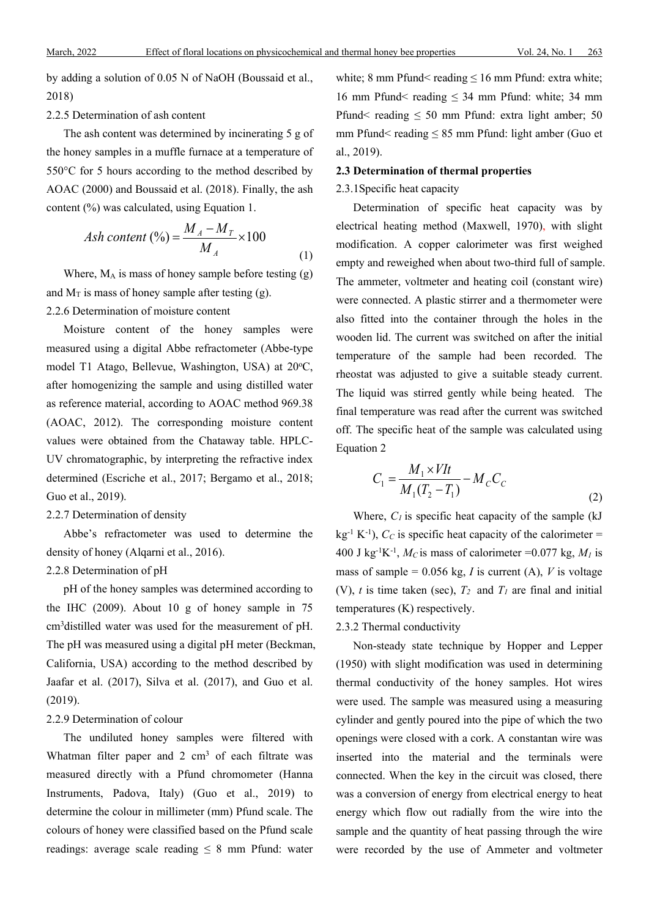by adding a solution of 0.05 N of NaOH (Boussaid et al., 2018)

2.2.5 Determination of ash content

The ash content was determined by incinerating 5 g of the honey samples in a muffle furnace at a temperature of 550°C for 5 hours according to the method described by AOAC (2000) and Boussaid et al. (2018). Finally, the ash content (%) was calculated, using Equation 1.

$$Ash\ content\ (\%) = \frac{M_A - M_T}{M_A} \times 100 \tag{1}$$

Where, $M_A$ is mass of honey sample before testing (g) and $M_T$ is mass of honey sample after testing (g).

2.2.6 Determination of moisture content

Moisture content of the honey samples were measured using a digital Abbe refractometer (Abbe-type model T1 Atago, Bellevue, Washington, USA) at 20°C, after homogenizing the sample and using distilled water as reference material, according to AOAC method 969.38 (AOAC, 2012). The corresponding moisture content values were obtained from the Chataway table. HPLC-UV chromatographic, by interpreting the refractive index determined (Escriche et al., 2017; Bergamo et al., 2018; Guo et al., 2019).

2.2.7 Determination of density

Abbe's refractometer was used to determine the density of honey (Alqarni et al., 2016).

2.2.8 Determination of pH

pH of the honey samples was determined according to the IHC (2009). About 10 g of honey sample in 75 cm$^3$distilled water was used for the measurement of pH. The pH was measured using a digital pH meter (Beckman, California, USA) according to the method described by Jaafar et al. (2017), Silva et al. (2017), and Guo et al. (2019).

2.2.9 Determination of colour

The undiluted honey samples were filtered with Whatman filter paper and 2 cm$^3$ of each filtrate was measured directly with a Pfund chromometer (Hanna Instruments, Padova, Italy) (Guo et al., 2019) to determine the colour in millimeter (mm) Pfund scale. The colours of honey were classified based on the Pfund scale readings: average scale reading ≤ 8 mm Pfund: water white; 8 mm Pfund< reading ≤ 16 mm Pfund: extra white; 16 mm Pfund< reading ≤ 34 mm Pfund: white; 34 mm Pfund< reading ≤ 50 mm Pfund: extra light amber; 50 mm Pfund< reading ≤ 85 mm Pfund: light amber (Guo et al., 2019).

**2.3 Determination of thermal properties**

2.3.1Specific heat capacity

Determination of specific heat capacity was by electrical heating method (Maxwell, 1970), with slight modification. A copper calorimeter was first weighed empty and reweighed when about two-third full of sample. The ammeter, voltmeter and heating coil (constant wire) were connected. A plastic stirrer and a thermometer were also fitted into the container through the holes in the wooden lid. The current was switched on after the initial temperature of the sample had been recorded. The rheostat was adjusted to give a suitable steady current. The liquid was stirred gently while being heated. The final temperature was read after the current was switched off. The specific heat of the sample was calculated using Equation 2

$$C_1 = \frac{M_1 \times VIt}{M_1(T_2 - T_1)} - M_C C_C \tag{2}$$

Where, $C_1$ is specific heat capacity of the sample (kJ kg$^{-1}$ K$^{-1}$), $C_C$ is specific heat capacity of the calorimeter = 400 J kg$^{-1}$K$^{-1}$, $M_C$ is mass of calorimeter =0.077 kg, $M_1$ is mass of sample = 0.056 kg, $I$ is current (A), $V$ is voltage (V), $t$ is time taken (sec), $T_2$ and $T_1$ are final and initial temperatures (K) respectively.

2.3.2 Thermal conductivity

Non-steady state technique by Hopper and Lepper (1950) with slight modification was used in determining thermal conductivity of the honey samples. Hot wires were used. The sample was measured using a measuring cylinder and gently poured into the pipe of which the two openings were closed with a cork. A constantan wire was inserted into the material and the terminals were connected. When the key in the circuit was closed, there was a conversion of energy from electrical energy to heat energy which flow out radially from the wire into the sample and the quantity of heat passing through the wire were recorded by the use of Ammeter and voltmeter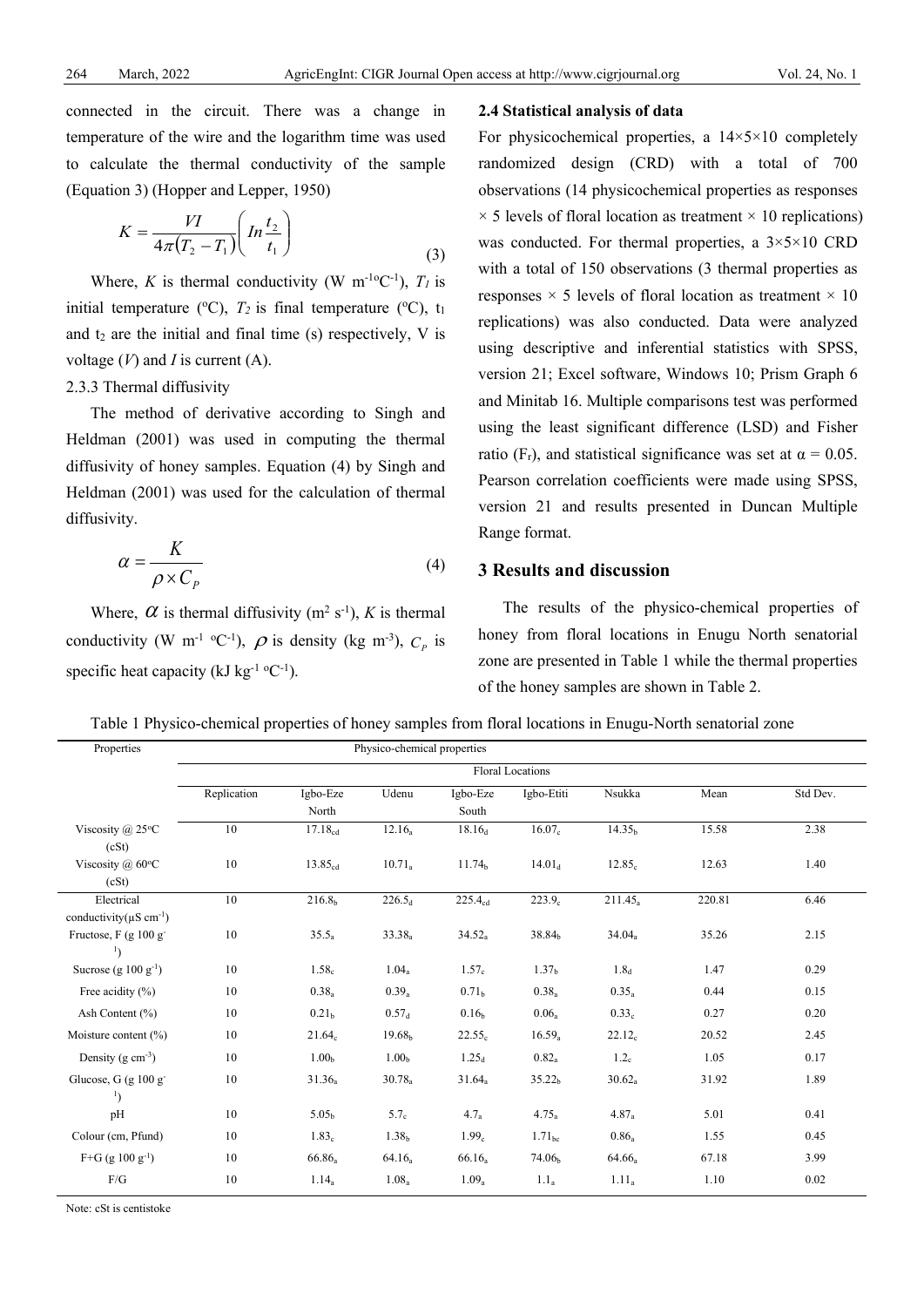connected in the circuit. There was a change in temperature of the wire and the logarithm time was used to calculate the thermal conductivity of the sample (Equation 3) (Hopper and Lepper, 1950)

$$K = \frac{VI}{4\pi(T_2 - T_1)}\left(In\frac{t_2}{t_1}\right) \tag{3}$$

Where, $K$ is thermal conductivity (W m$^{-1}$°C$^{-1}$), $T_1$ is initial temperature (°C), $T_2$ is final temperature (°C), $t_1$ and $t_2$ are the initial and final time (s) respectively, V is voltage ($V$) and $I$ is current (A).

2.3.3 Thermal diffusivity

The method of derivative according to Singh and Heldman (2001) was used in computing the thermal diffusivity of honey samples. Equation (4) by Singh and Heldman (2001) was used for the calculation of thermal diffusivity.

$$\alpha = \frac{K}{\rho \times C_P} \tag{4}$$

Where, $\alpha$ is thermal diffusivity (m$^2$ s$^{-1}$), $K$ is thermal conductivity (W m$^{-1}$ °C$^{-1}$), $\rho$ is density (kg m$^{-3}$), $C_P$ is specific heat capacity (kJ kg$^{-1}$ °C$^{-1}$).

### 2.4 Statistical analysis of data

For physicochemical properties, a 14×5×10 completely randomized design (CRD) with a total of 700 observations (14 physicochemical properties as responses × 5 levels of floral location as treatment × 10 replications) was conducted. For thermal properties, a 3×5×10 CRD with a total of 150 observations (3 thermal properties as responses × 5 levels of floral location as treatment × 10 replications) was also conducted. Data were analyzed using descriptive and inferential statistics with SPSS, version 21; Excel software, Windows 10; Prism Graph 6 and Minitab 16. Multiple comparisons test was performed using the least significant difference (LSD) and Fisher ratio ($F_r$), and statistical significance was set at α = 0.05. Pearson correlation coefficients were made using SPSS, version 21 and results presented in Duncan Multiple Range format.

## 3 Results and discussion

The results of the physico-chemical properties of honey from floral locations in Enugu North senatorial zone are presented in Table 1 while the thermal properties of the honey samples are shown in Table 2.

Table 1 Physico-chemical properties of honey samples from floral locations in Enugu-North senatorial zone

| Properties | Physico-chemical properties | | | | | | | |
|---|---|---|---|---|---|---|---|---|
| | Floral Locations | | | | | | | |
| | Replication | Igbo-Eze North | Udenu | Igbo-Eze South | Igbo-Etiti | Nsukka | Mean | Std Dev. |
| Viscosity @ 25°C (cSt) | 10 | $17.18_{cd}$ | $12.16_a$ | $18.16_d$ | $16.07_c$ | $14.35_b$ | 15.58 | 2.38 |
| Viscosity @ 60°C (cSt) | 10 | $13.85_{cd}$ | $10.71_a$ | $11.74_b$ | $14.01_d$ | $12.85_c$ | 12.63 | 1.40 |
| Electrical conductivity(μS cm$^{-1}$) | 10 | $216.8_b$ | $226.5_d$ | $225.4_{cd}$ | $223.9_c$ | $211.45_a$ | 220.81 | 6.46 |
| Fructose, F (g 100 g$^{-1}$) | 10 | $35.5_a$ | $33.38_a$ | $34.52_a$ | $38.84_b$ | $34.04_a$ | 35.26 | 2.15 |
| Sucrose (g 100 g$^{-1}$) | 10 | $1.58_c$ | $1.04_a$ | $1.57_c$ | $1.37_b$ | $1.8_d$ | 1.47 | 0.29 |
| Free acidity (%) | 10 | $0.38_a$ | $0.39_a$ | $0.71_b$ | $0.38_a$ | $0.35_a$ | 0.44 | 0.15 |
| Ash Content (%) | 10 | $0.21_b$ | $0.57_d$ | $0.16_b$ | $0.06_a$ | $0.33_c$ | 0.27 | 0.20 |
| Moisture content (%) | 10 | $21.64_c$ | $19.68_b$ | $22.55_c$ | $16.59_a$ | $22.12_c$ | 20.52 | 2.45 |
| Density (g cm$^{-3}$) | 10 | $1.00_b$ | $1.00_b$ | $1.25_d$ | $0.82_a$ | $1.2_c$ | 1.05 | 0.17 |
| Glucose, G (g 100 g$^{-1}$) | 10 | $31.36_a$ | $30.78_a$ | $31.64_a$ | $35.22_b$ | $30.62_a$ | 31.92 | 1.89 |
| pH | 10 | $5.05_b$ | $5.7_c$ | $4.7_a$ | $4.75_a$ | $4.87_a$ | 5.01 | 0.41 |
| Colour (cm, Pfund) | 10 | $1.83_c$ | $1.38_b$ | $1.99_c$ | $1.71_{bc}$ | $0.86_a$ | 1.55 | 0.45 |
| F+G (g 100 g$^{-1}$) | 10 | $66.86_a$ | $64.16_a$ | $66.16_a$ | $74.06_b$ | $64.66_a$ | 67.18 | 3.99 |
| F/G | 10 | $1.14_a$ | $1.08_a$ | $1.09_a$ | $1.1_a$ | $1.11_a$ | 1.10 | 0.02 |

Note: cSt is centistoke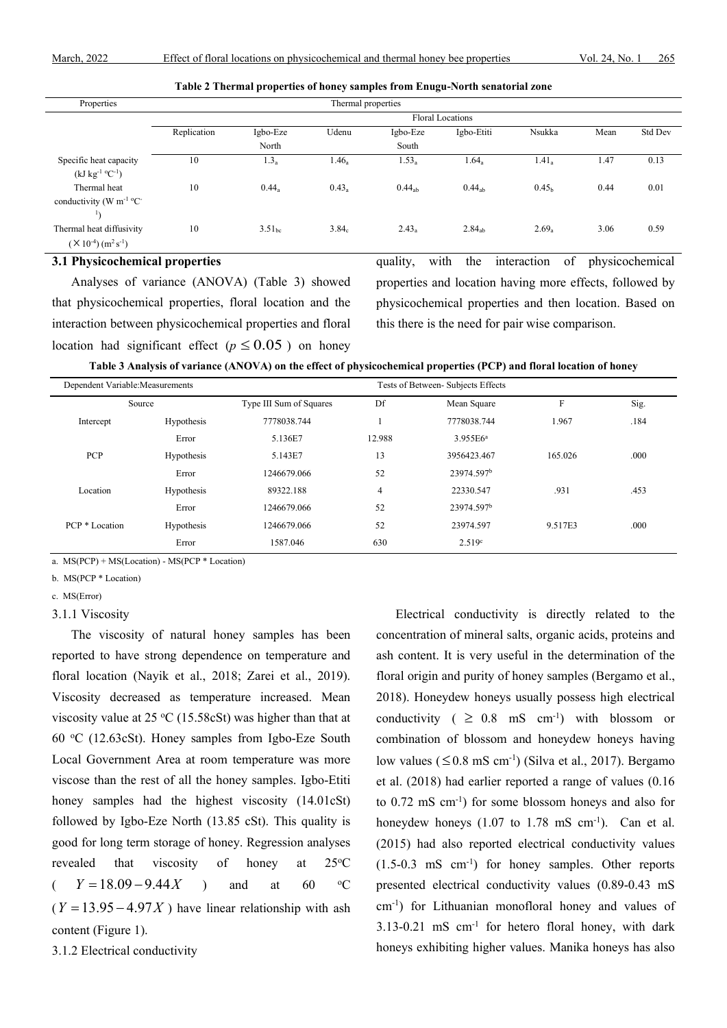**Table 2 Thermal properties of honey samples from Enugu-North senatorial zone**

| Properties | Thermal properties | | | | | | | |
|---|---|---|---|---|---|---|---|---|
| | Floral Locations | | | | | | | |
| | Replication | Igbo-Eze North | Udenu | Igbo-Eze South | Igbo-Etiti | Nsukka | Mean | Std Dev |
| Specific heat capacity (kJ kg$^{-1}$ °C$^{-1}$) | 10 | $1.3_a$ | $1.46_a$ | $1.53_a$ | $1.64_a$ | $1.41_a$ | 1.47 | 0.13 |
| Thermal heat conductivity (W m$^{-1}$ °C$^{-1}$) | 10 | $0.44_a$ | $0.43_a$ | $0.44_{ab}$ | $0.44_{ab}$ | $0.45_b$ | 0.44 | 0.01 |
| Thermal heat diffusivity ($\times 10^{-4}$) (m$^2$ s$^{-1}$) | 10 | $3.51_{bc}$ | $3.84_c$ | $2.43_a$ | $2.84_{ab}$ | $2.69_a$ | 3.06 | 0.59 |

### 3.1 Physicochemical properties

Analyses of variance (ANOVA) (Table 3) showed that physicochemical properties, floral location and the interaction between physicochemical properties and floral location had significant effect ($p \leq 0.05$) on honey quality, with the interaction of physicochemical properties and location having more effects, followed by physicochemical properties and then location. Based on this there is the need for pair wise comparison.

**Table 3 Analysis of variance (ANOVA) on the effect of physicochemical properties (PCP) and floral location of honey**

| Dependent Variable:Measurements | | Tests of Between- Subjects Effects | | | | |
|---|---|---|---|---|---|---|
| Source | | Type III Sum of Squares | Df | Mean Square | F | Sig. |
| Intercept | Hypothesis | 7778038.744 | 1 | 7778038.744 | 1.967 | .184 |
| | Error | 5.136E7 | 12.988 | 3.955E6[a] | | |
| PCP | Hypothesis | 5.143E7 | 13 | 3956423.467 | 165.026 | .000 |
| | Error | 1246679.066 | 52 | 23974.597[b] | | |
| Location | Hypothesis | 89322.188 | 4 | 22330.547 | .931 | .453 |
| | Error | 1246679.066 | 52 | 23974.597[b] | | |
| PCP * Location | Hypothesis | 1246679.066 | 52 | 23974.597 | 9.517E3 | .000 |
| | Error | 1587.046 | 630 | 2.519[c] | | |

a. MS(PCP) + MS(Location) - MS(PCP * Location)

b. MS(PCP * Location)

c. MS(Error)

#### 3.1.1 Viscosity

The viscosity of natural honey samples has been reported to have strong dependence on temperature and floral location (Nayik et al., 2018; Zarei et al., 2019). Viscosity decreased as temperature increased. Mean viscosity value at 25 °C (15.58cSt) was higher than that at 60 °C (12.63cSt). Honey samples from Igbo-Eze South Local Government Area at room temperature was more viscose than the rest of all the honey samples. Igbo-Etiti honey samples had the highest viscosity (14.01cSt) followed by Igbo-Eze North (13.85 cSt). This quality is good for long term storage of honey. Regression analyses revealed that viscosity of honey at 25°C ($Y = 18.09 - 9.44X$) and at 60 °C ($Y = 13.95 - 4.97X$) have linear relationship with ash content (Figure 1).

#### 3.1.2 Electrical conductivity

Electrical conductivity is directly related to the concentration of mineral salts, organic acids, proteins and ash content. It is very useful in the determination of the floral origin and purity of honey samples (Bergamo et al., 2018). Honeydew honeys usually possess high electrical conductivity ($\geq$ 0.8 mS cm$^{-1}$) with blossom or combination of blossom and honeydew honeys having low values ($\leq$0.8 mS cm$^{-1}$) (Silva et al., 2017). Bergamo et al. (2018) had earlier reported a range of values (0.16 to 0.72 mS cm$^{-1}$) for some blossom honeys and also for honeydew honeys (1.07 to 1.78 mS cm$^{-1}$). Can et al. (2015) had also reported electrical conductivity values (1.5-0.3 mS cm$^{-1}$) for honey samples. Other reports presented electrical conductivity values (0.89-0.43 mS cm$^{-1}$) for Lithuanian monofloral honey and values of 3.13-0.21 mS cm$^{-1}$ for hetero floral honey, with dark honeys exhibiting higher values. Manika honeys has also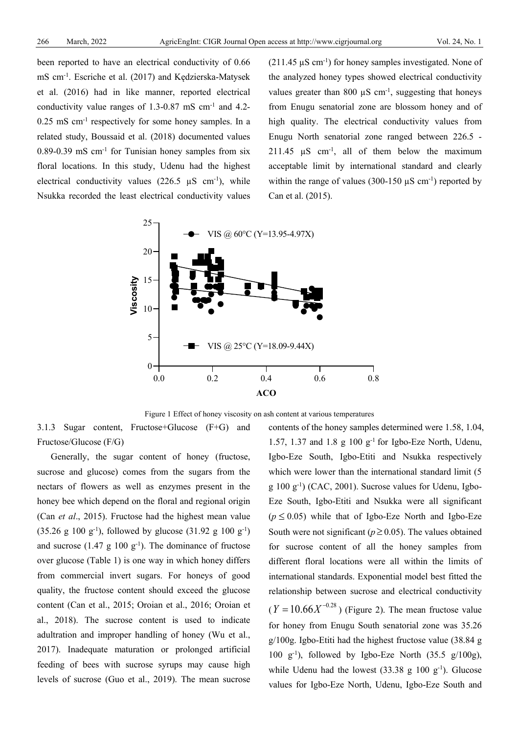been reported to have an electrical conductivity of 0.66 mS $cm^{-1}$. Escriche et al. (2017) and Kędzierska-Matysek et al. (2016) had in like manner, reported electrical conductivity value ranges of 1.3-0.87 mS $cm^{-1}$ and 4.2-0.25 mS $cm^{-1}$ respectively for some honey samples. In a related study, Boussaid et al. (2018) documented values 0.89-0.39 mS $cm^{-1}$ for Tunisian honey samples from six floral locations. In this study, Udenu had the highest electrical conductivity values (226.5 μS $cm^{-1}$), while Nsukka recorded the least electrical conductivity values (211.45 μS $cm^{-1}$) for honey samples investigated. None of the analyzed honey types showed electrical conductivity values greater than 800 μS $cm^{-1}$, suggesting that honeys from Enugu senatorial zone are blossom honey and of high quality. The electrical conductivity values from Enugu North senatorial zone ranged between 226.5 - 211.45 μS $cm^{-1}$, all of them below the maximum acceptable limit by international standard and clearly within the range of values (300-150 μS $cm^{-1}$) reported by Can et al. (2015).

Figure 1 Effect of honey viscosity on ash content at various temperatures

### 3.1.3 Sugar content, Fructose+Glucose (F+G) and Fructose/Glucose (F/G)

Generally, the sugar content of honey (fructose, sucrose and glucose) comes from the sugars from the nectars of flowers as well as enzymes present in the honey bee which depend on the floral and regional origin (Can *et al*., 2015). Fructose had the highest mean value (35.26 g 100 $g^{-1}$), followed by glucose (31.92 g 100 $g^{-1}$) and sucrose (1.47 g 100 $g^{-1}$). The dominance of fructose over glucose (Table 1) is one way in which honey differs from commercial invert sugars. For honeys of good quality, the fructose content should exceed the glucose content (Can et al., 2015; Oroian et al., 2016; Oroian et al., 2018). The sucrose content is used to indicate adultration and improper handling of honey (Wu et al., 2017). Inadequate maturation or prolonged artificial feeding of bees with sucrose syrups may cause high levels of sucrose (Guo et al., 2019). The mean sucrose contents of the honey samples determined were 1.58, 1.04, 1.57, 1.37 and 1.8 g 100 $g^{-1}$ for Igbo-Eze North, Udenu, Igbo-Eze South, Igbo-Etiti and Nsukka respectively which were lower than the international standard limit (5 g 100 $g^{-1}$) (CAC, 2001). Sucrose values for Udenu, Igbo-Eze South, Igbo-Etiti and Nsukka were all significant ($p \leq 0.05$) while that of Igbo-Eze North and Igbo-Eze South were not significant ($p \geq 0.05$). The values obtained for sucrose content of all the honey samples from different floral locations were all within the limits of international standards. Exponential model best fitted the relationship between sucrose and electrical conductivity ($Y = 10.66X^{-0.28}$) (Figure 2). The mean fructose value for honey from Enugu South senatorial zone was 35.26 g/100g. Igbo-Etiti had the highest fructose value (38.84 g 100 $g^{-1}$), followed by Igbo-Eze North (35.5 g/100g), while Udenu had the lowest (33.38 g 100 $g^{-1}$). Glucose values for Igbo-Eze North, Udenu, Igbo-Eze South and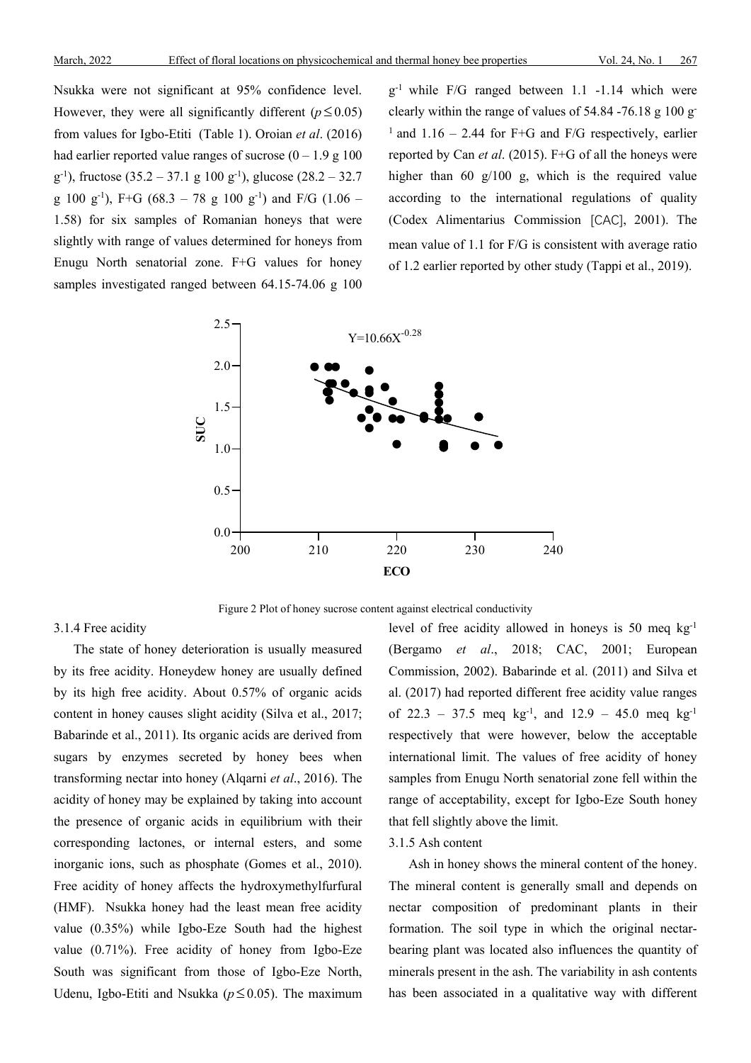Nsukka were not significant at 95% confidence level. However, they were all significantly different ($p \leq 0.05$) from values for Igbo-Etiti (Table 1). Oroian *et al*. (2016) had earlier reported value ranges of sucrose (0 – 1.9 g 100 $g^{-1}$), fructose (35.2 – 37.1 g 100 $g^{-1}$), glucose (28.2 – 32.7 g 100 $g^{-1}$), F+G (68.3 – 78 g 100 $g^{-1}$) and F/G (1.06 – 1.58) for six samples of Romanian honeys that were slightly with range of values determined for honeys from Enugu North senatorial zone. F+G values for honey samples investigated ranged between 64.15-74.06 g 100 $g^{-1}$ while F/G ranged between 1.1 -1.14 which were clearly within the range of values of 54.84 -76.18 g 100 $g^{-1}$ and 1.16 – 2.44 for F+G and F/G respectively, earlier reported by Can *et al*. (2015). F+G of all the honeys were higher than 60 g/100 g, which is the required value according to the international regulations of quality (Codex Alimentarius Commission [CAC], 2001). The mean value of 1.1 for F/G is consistent with average ratio of 1.2 earlier reported by other study (Tappi et al., 2019).

Figure 2 Plot of honey sucrose content against electrical conductivity

### 3.1.4 Free acidity

The state of honey deterioration is usually measured by its free acidity. Honeydew honey are usually defined by its high free acidity. About 0.57% of organic acids content in honey causes slight acidity (Silva et al., 2017; Babarinde et al., 2011). Its organic acids are derived from sugars by enzymes secreted by honey bees when transforming nectar into honey (Alqarni *et al*., 2016). The acidity of honey may be explained by taking into account the presence of organic acids in equilibrium with their corresponding lactones, or internal esters, and some inorganic ions, such as phosphate (Gomes et al., 2010). Free acidity of honey affects the hydroxymethylfurfural (HMF). Nsukka honey had the least mean free acidity value (0.35%) while Igbo-Eze South had the highest value (0.71%). Free acidity of honey from Igbo-Eze South was significant from those of Igbo-Eze North, Udenu, Igbo-Etiti and Nsukka ($p \leq 0.05$). The maximum level of free acidity allowed in honeys is 50 meq $kg^{-1}$ (Bergamo *et al*., 2018; CAC, 2001; European Commission, 2002). Babarinde et al. (2011) and Silva et al. (2017) had reported different free acidity value ranges of 22.3 – 37.5 meq $kg^{-1}$, and 12.9 – 45.0 meq $kg^{-1}$ respectively that were however, below the acceptable international limit. The values of free acidity of honey samples from Enugu North senatorial zone fell within the range of acceptability, except for Igbo-Eze South honey that fell slightly above the limit.

### 3.1.5 Ash content

Ash in honey shows the mineral content of the honey. The mineral content is generally small and depends on nectar composition of predominant plants in their formation. The soil type in which the original nectar-bearing plant was located also influences the quantity of minerals present in the ash. The variability in ash contents has been associated in a qualitative way with different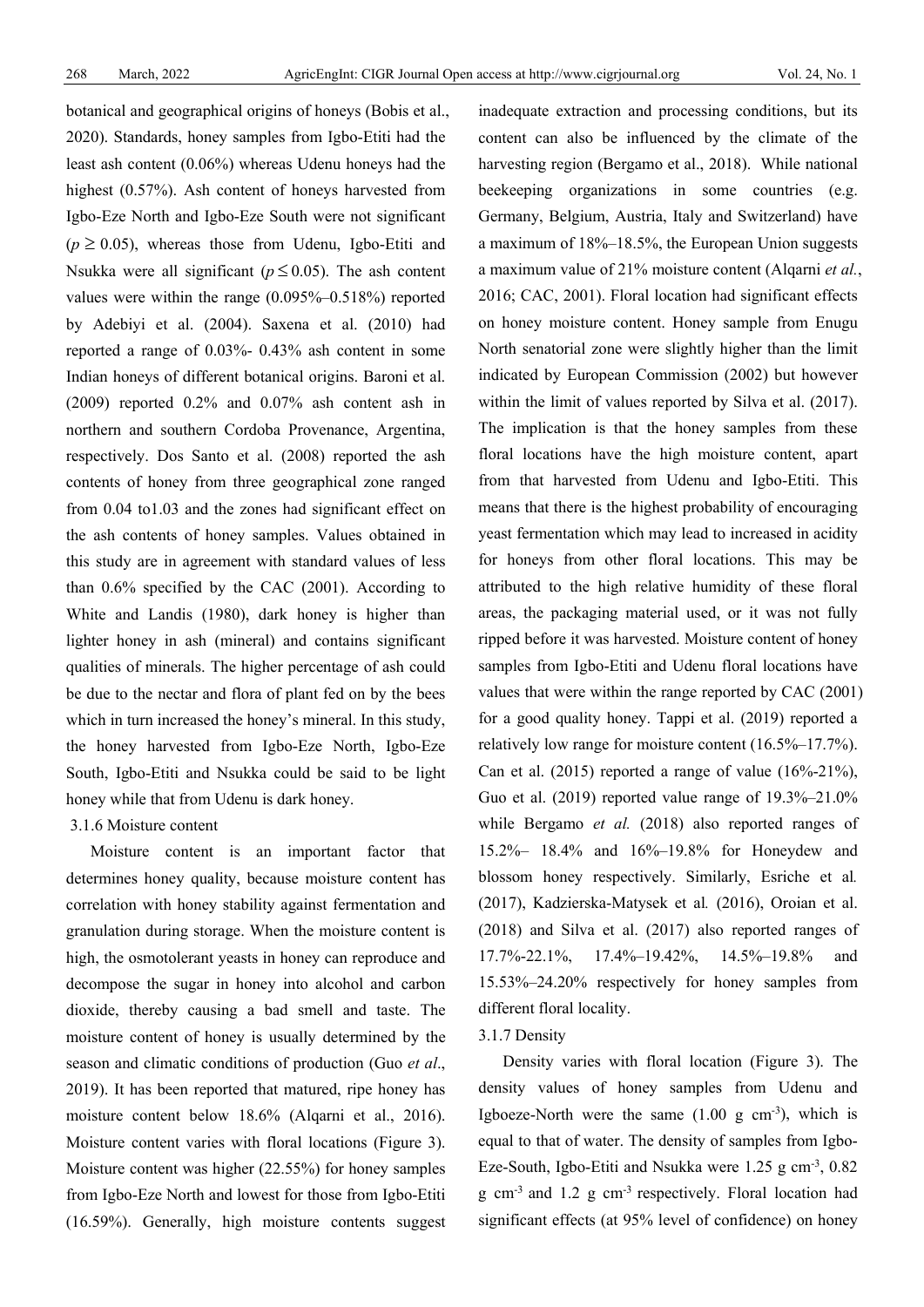botanical and geographical origins of honeys (Bobis et al., 2020). Standards, honey samples from Igbo-Etiti had the least ash content (0.06%) whereas Udenu honeys had the highest (0.57%). Ash content of honeys harvested from Igbo-Eze North and Igbo-Eze South were not significant ($p \geq 0.05$), whereas those from Udenu, Igbo-Etiti and Nsukka were all significant ($p \leq 0.05$). The ash content values were within the range (0.095%–0.518%) reported by Adebiyi et al. (2004). Saxena et al. (2010) had reported a range of 0.03%- 0.43% ash content in some Indian honeys of different botanical origins. Baroni et al. (2009) reported 0.2% and 0.07% ash content ash in northern and southern Cordoba Provenance, Argentina, respectively. Dos Santo et al. (2008) reported the ash contents of honey from three geographical zone ranged from 0.04 to1.03 and the zones had significant effect on the ash contents of honey samples. Values obtained in this study are in agreement with standard values of less than 0.6% specified by the CAC (2001). According to White and Landis (1980), dark honey is higher than lighter honey in ash (mineral) and contains significant qualities of minerals. The higher percentage of ash could be due to the nectar and flora of plant fed on by the bees which in turn increased the honey's mineral. In this study, the honey harvested from Igbo-Eze North, Igbo-Eze South, Igbo-Etiti and Nsukka could be said to be light honey while that from Udenu is dark honey.

### 3.1.6 Moisture content

Moisture content is an important factor that determines honey quality, because moisture content has correlation with honey stability against fermentation and granulation during storage. When the moisture content is high, the osmotolerant yeasts in honey can reproduce and decompose the sugar in honey into alcohol and carbon dioxide, thereby causing a bad smell and taste. The moisture content of honey is usually determined by the season and climatic conditions of production (Guo *et al*., 2019). It has been reported that matured, ripe honey has moisture content below 18.6% (Alqarni et al., 2016). Moisture content varies with floral locations (Figure 3). Moisture content was higher (22.55%) for honey samples from Igbo-Eze North and lowest for those from Igbo-Etiti (16.59%). Generally, high moisture contents suggest inadequate extraction and processing conditions, but its content can also be influenced by the climate of the harvesting region (Bergamo et al., 2018). While national beekeeping organizations in some countries (e.g. Germany, Belgium, Austria, Italy and Switzerland) have a maximum of 18%–18.5%, the European Union suggests a maximum value of 21% moisture content (Alqarni *et al.*, 2016; CAC, 2001). Floral location had significant effects on honey moisture content. Honey sample from Enugu North senatorial zone were slightly higher than the limit indicated by European Commission (2002) but however within the limit of values reported by Silva et al. (2017). The implication is that the honey samples from these floral locations have the high moisture content, apart from that harvested from Udenu and Igbo-Etiti. This means that there is the highest probability of encouraging yeast fermentation which may lead to increased in acidity for honeys from other floral locations. This may be attributed to the high relative humidity of these floral areas, the packaging material used, or it was not fully ripped before it was harvested. Moisture content of honey samples from Igbo-Etiti and Udenu floral locations have values that were within the range reported by CAC (2001) for a good quality honey. Tappi et al. (2019) reported a relatively low range for moisture content (16.5%–17.7%). Can et al. (2015) reported a range of value (16%-21%), Guo et al. (2019) reported value range of 19.3%–21.0% while Bergamo *et al.* (2018) also reported ranges of 15.2%– 18.4% and 16%–19.8% for Honeydew and blossom honey respectively. Similarly, Esriche et al*.* (2017), Kadzierska-Matysek et al*.* (2016), Oroian et al. (2018) and Silva et al. (2017) also reported ranges of 17.7%-22.1%, 17.4%–19.42%, 14.5%–19.8% and 15.53%–24.20% respectively for honey samples from different floral locality.

### 3.1.7 Density

Density varies with floral location (Figure 3). The density values of honey samples from Udenu and Igboeze-North were the same (1.00 g $cm^{-3}$), which is equal to that of water. The density of samples from Igbo-Eze-South, Igbo-Etiti and Nsukka were 1.25 g $cm^{-3}$, 0.82 g $cm^{-3}$ and 1.2 g $cm^{-3}$ respectively. Floral location had significant effects (at 95% level of confidence) on honey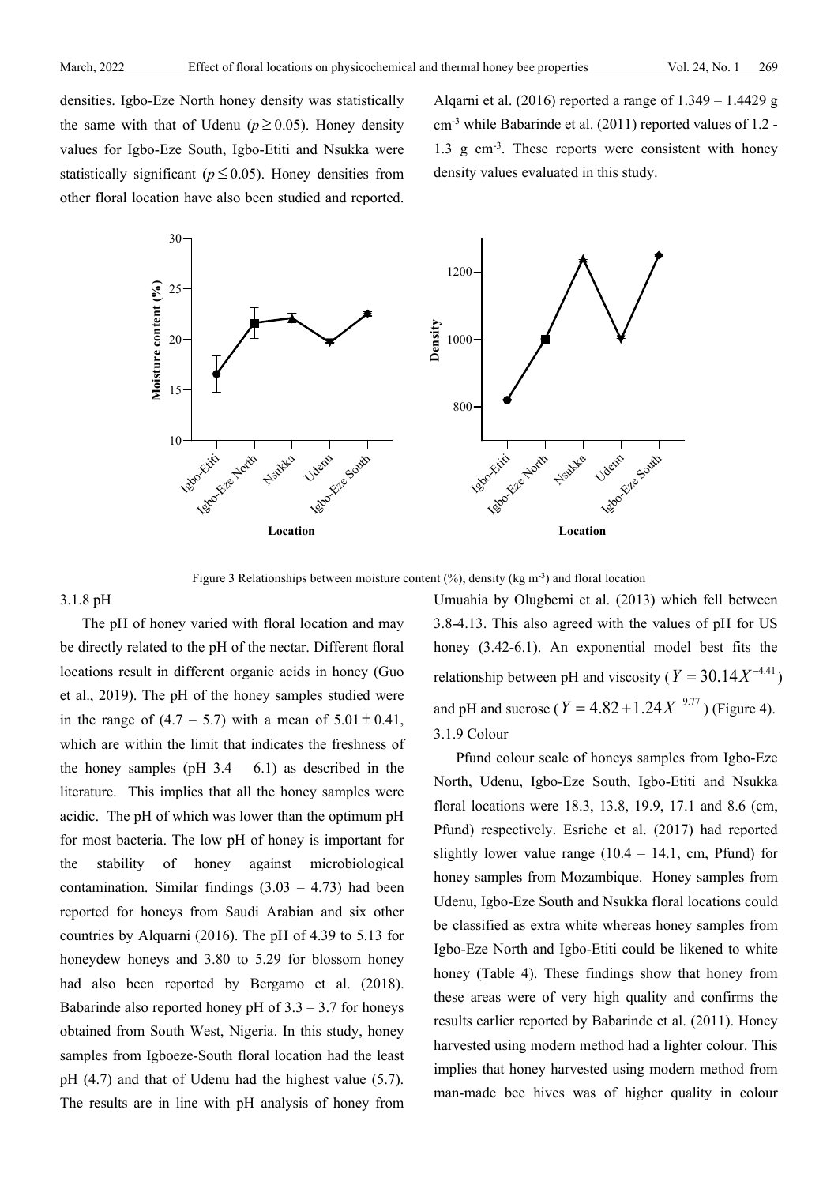densities. Igbo-Eze North honey density was statistically the same with that of Udenu ($p \geq 0.05$). Honey density values for Igbo-Eze South, Igbo-Etiti and Nsukka were statistically significant ($p \leq 0.05$). Honey densities from other floral location have also been studied and reported. Alqarni et al. (2016) reported a range of 1.349 – 1.4429 g $cm^{-3}$ while Babarinde et al. (2011) reported values of 1.2 - 1.3 g $cm^{-3}$. These reports were consistent with honey density values evaluated in this study.

Figure 3 Relationships between moisture content (%), density (kg $m^{-3}$) and floral location

### 3.1.8 pH

The pH of honey varied with floral location and may be directly related to the pH of the nectar. Different floral locations result in different organic acids in honey (Guo et al., 2019). The pH of the honey samples studied were in the range of (4.7 – 5.7) with a mean of $5.01 \pm 0.41$, which are within the limit that indicates the freshness of the honey samples (pH 3.4 – 6.1) as described in the literature. This implies that all the honey samples were acidic. The pH of which was lower than the optimum pH for most bacteria. The low pH of honey is important for the stability of honey against microbiological contamination. Similar findings (3.03 – 4.73) had been reported for honeys from Saudi Arabian and six other countries by Alquarni (2016). The pH of 4.39 to 5.13 for honeydew honeys and 3.80 to 5.29 for blossom honey had also been reported by Bergamo et al. (2018). Babarinde also reported honey pH of 3.3 – 3.7 for honeys obtained from South West, Nigeria. In this study, honey samples from Igboeze-South floral location had the least pH (4.7) and that of Udenu had the highest value (5.7). The results are in line with pH analysis of honey from Umuahia by Olugbemi et al. (2013) which fell between 3.8-4.13. This also agreed with the values of pH for US honey (3.42-6.1). An exponential model best fits the relationship between pH and viscosity ($Y = 30.14X^{-4.41}$) and pH and sucrose ($Y = 4.82 + 1.24X^{-9.77}$) (Figure 4).

### 3.1.9 Colour

Pfund colour scale of honeys samples from Igbo-Eze North, Udenu, Igbo-Eze South, Igbo-Etiti and Nsukka floral locations were 18.3, 13.8, 19.9, 17.1 and 8.6 (cm, Pfund) respectively. Esriche et al. (2017) had reported slightly lower value range (10.4 – 14.1, cm, Pfund) for honey samples from Mozambique. Honey samples from Udenu, Igbo-Eze South and Nsukka floral locations could be classified as extra white whereas honey samples from Igbo-Eze North and Igbo-Etiti could be likened to white honey (Table 4). These findings show that honey from these areas were of very high quality and confirms the results earlier reported by Babarinde et al. (2011). Honey harvested using modern method had a lighter colour. This implies that honey harvested using modern method from man-made bee hives was of higher quality in colour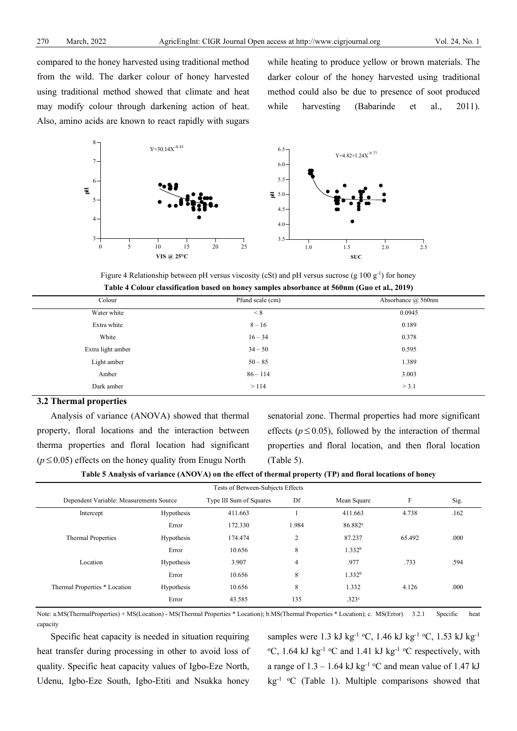compared to the honey harvested using traditional method from the wild. The darker colour of honey harvested using traditional method showed that climate and heat may modify colour through darkening action of heat. Also, amino acids are known to react rapidly with sugars while heating to produce yellow or brown materials. The darker colour of the honey harvested using traditional method could also be due to presence of soot produced while harvesting (Babarinde et al., 2011).

Figure 4 Relationship between pH versus viscosity (cSt) and pH versus sucrose (g 100 $g^{-1}$) for honey

**Table 4 Colour classification based on honey samples absorbance at 560nm (Guo et al., 2019)**

| Colour | Pfund scale (cm) | Absorbance @ 560nm |
|---|---|---|
| Water white | < 8 | 0.0945 |
| Extra white | 8 – 16 | 0.189 |
| White | 16 – 34 | 0.378 |
| Extra light amber | 34 – 50 | 0.595 |
| Light amber | 50 – 85 | 1.389 |
| Amber | 86 – 114 | 3.003 |
| Dark amber | > 114 | > 3.1 |

### 3.2 Thermal properties

Analysis of variance (ANOVA) showed that thermal property, floral locations and the interaction between therma properties and floral location had significant ($p \leq 0.05$) effects on the honey quality from Enugu North senatorial zone. Thermal properties had more significant effects ($p \leq 0.05$), followed by the interaction of thermal properties and floral location, and then floral location (Table 5).

**Table 5 Analysis of variance (ANOVA) on the effect of thermal property (TP) and floral locations of honey**

| Tests of Between-Subjects Effects | | | | | | |
|---|---|---|---|---|---|---|
| Dependent Variable: Measurements Source | | Type III Sum of Squares | Df | Mean Square | F | Sig. |
| Intercept | Hypothesis | 411.663 | 1 | 411.663 | 4.738 | .162 |
| | Error | 172.330 | 1.984 | 86.882[a] | | |
| Thermal Properties | Hypothesis | 174.474 | 2 | 87.237 | 65.492 | .000 |
| | Error | 10.656 | 8 | 1.332[b] | | |
| Location | Hypothesis | 3.907 | 4 | .977 | .733 | .594 |
| | Error | 10.656 | 8 | 1.332[b] | | |
| Thermal Properties * Location | Hypothesis | 10.656 | 8 | 1.332 | 4.126 | .000 |
| | Error | 43.585 | 135 | .323[c] | | |

Note: a.MS(ThermalProperties) + MS(Location) - MS(Thermal Properties * Location); b.MS(Thermal Properties * Location); c. MS(Error)

#### 3.2.1 Specific heat capacity

Specific heat capacity is needed in situation requiring heat transfer during processing in other to avoid loss of quality. Specific heat capacity values of Igbo-Eze North, Udenu, Igbo-Eze South, Igbo-Etiti and Nsukka honey samples were 1.3 kJ $kg^{-1}$ °C, 1.46 kJ $kg^{-1}$ °C, 1.53 kJ $kg^{-1}$ °C, 1.64 kJ $kg^{-1}$ °C and 1.41 kJ $kg^{-1}$ °C respectively, with a range of 1.3 – 1.64 kJ $kg^{-1}$ °C and mean value of 1.47 kJ $kg^{-1}$ °C (Table 1). Multiple comparisons showed that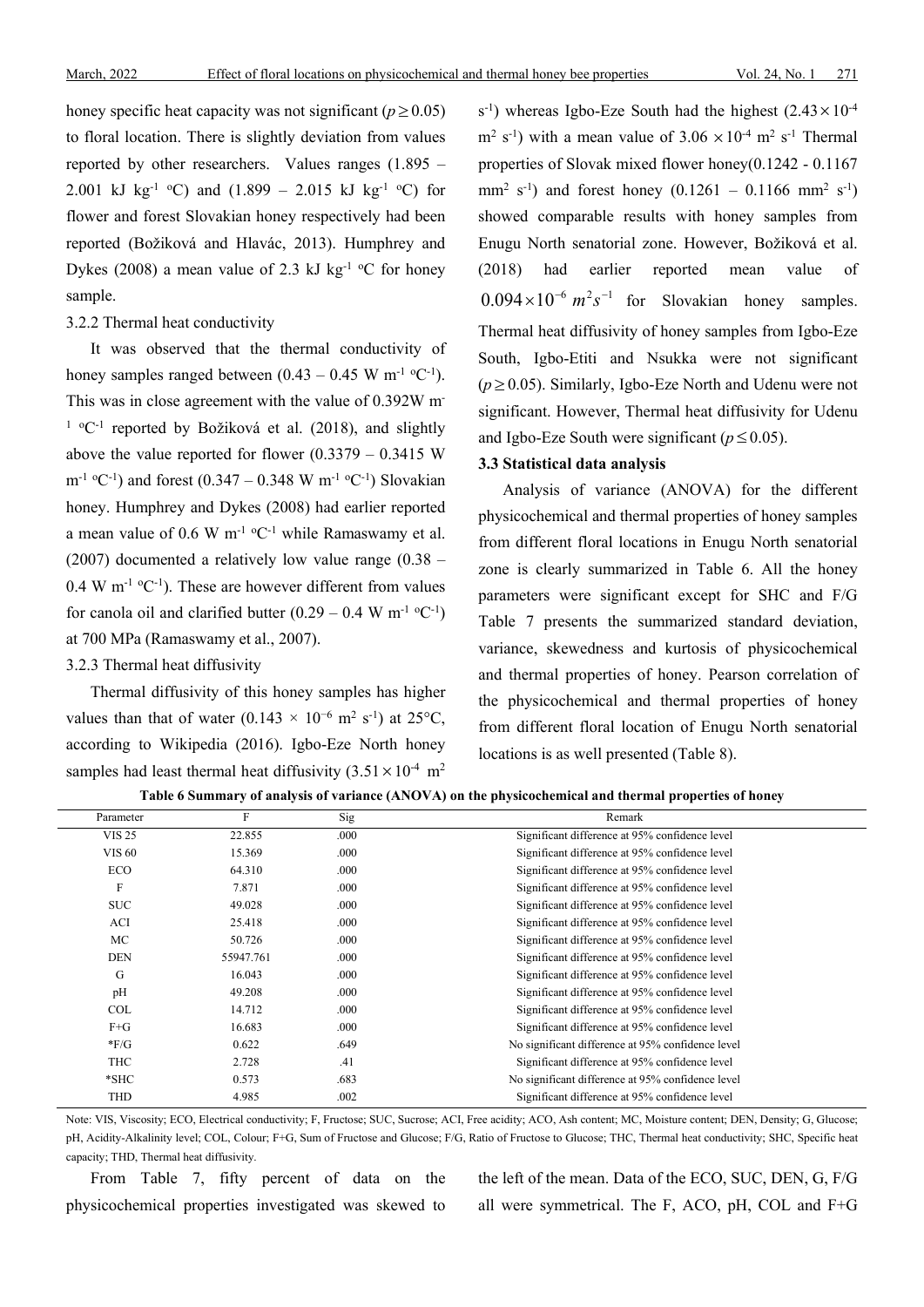honey specific heat capacity was not significant ($p \geq 0.05$) to floral location. There is slightly deviation from values reported by other researchers. Values ranges (1.895 – 2.001 kJ kg$^{-1}$ $^{o}$C) and (1.899 – 2.015 kJ kg$^{-1}$ $^{o}$C) for flower and forest Slovakian honey respectively had been reported (Božiková and Hlavác, 2013). Humphrey and Dykes (2008) a mean value of 2.3 kJ kg$^{-1}$ $^{o}$C for honey sample.

3.2.2 Thermal heat conductivity

It was observed that the thermal conductivity of honey samples ranged between (0.43 – 0.45 W m$^{-1}$ $^{o}$C$^{-1}$). This was in close agreement with the value of 0.392W m$^{-1}$ $^{o}$C$^{-1}$ reported by Božiková et al. (2018), and slightly above the value reported for flower (0.3379 – 0.3415 W m$^{-1}$ $^{o}$C$^{-1}$) and forest (0.347 – 0.348 W m$^{-1}$ $^{o}$C$^{-1}$) Slovakian honey. Humphrey and Dykes (2008) had earlier reported a mean value of 0.6 W m$^{-1}$ $^{o}$C$^{-1}$ while Ramaswamy et al. (2007) documented a relatively low value range (0.38 – 0.4 W m$^{-1}$ $^{o}$C$^{-1}$). These are however different from values for canola oil and clarified butter (0.29 – 0.4 W m$^{-1}$ $^{o}$C$^{-1}$) at 700 MPa (Ramaswamy et al., 2007).

3.2.3 Thermal heat diffusivity

Thermal diffusivity of this honey samples has higher values than that of water ($0.143 \times 10^{-6}$ m$^2$ s$^{-1}$) at 25°C, according to Wikipedia (2016). Igbo-Eze North honey samples had least thermal heat diffusivity ($3.51 \times 10^{-4}$ m$^2$ s$^{-1}$) whereas Igbo-Eze South had the highest ($2.43 \times 10^{-4}$ m$^2$ s$^{-1}$) with a mean value of $3.06 \times 10^{-4}$ m$^2$ s$^{-1}$ Thermal properties of Slovak mixed flower honey(0.1242 - 0.1167 mm$^2$ s$^{-1}$) and forest honey (0.1261 – 0.1166 mm$^2$ s$^{-1}$) showed comparable results with honey samples from Enugu North senatorial zone. However, Božiková et al. (2018) had earlier reported mean value of $0.094 \times 10^{-6}\ m^2 s^{-1}$ for Slovakian honey samples. Thermal heat diffusivity of honey samples from Igbo-Eze South, Igbo-Etiti and Nsukka were not significant ($p \geq 0.05$). Similarly, Igbo-Eze North and Udenu were not significant. However, Thermal heat diffusivity for Udenu and Igbo-Eze South were significant ($p \leq 0.05$).

### 3.3 Statistical data analysis

Analysis of variance (ANOVA) for the different physicochemical and thermal properties of honey samples from different floral locations in Enugu North senatorial zone is clearly summarized in Table 6. All the honey parameters were significant except for SHC and F/G Table 7 presents the summarized standard deviation, variance, skewedness and kurtosis of physicochemical and thermal properties of honey. Pearson correlation of the physicochemical and thermal properties of honey from different floral location of Enugu North senatorial locations is as well presented (Table 8).

**Table 6 Summary of analysis of variance (ANOVA) on the physicochemical and thermal properties of honey**

| Parameter | F | Sig | Remark |
|---|---|---|---|
| VIS 25 | 22.855 | .000 | Significant difference at 95% confidence level |
| VIS 60 | 15.369 | .000 | Significant difference at 95% confidence level |
| ECO | 64.310 | .000 | Significant difference at 95% confidence level |
| F | 7.871 | .000 | Significant difference at 95% confidence level |
| SUC | 49.028 | .000 | Significant difference at 95% confidence level |
| ACI | 25.418 | .000 | Significant difference at 95% confidence level |
| MC | 50.726 | .000 | Significant difference at 95% confidence level |
| DEN | 55947.761 | .000 | Significant difference at 95% confidence level |
| G | 16.043 | .000 | Significant difference at 95% confidence level |
| pH | 49.208 | .000 | Significant difference at 95% confidence level |
| COL | 14.712 | .000 | Significant difference at 95% confidence level |
| F+G | 16.683 | .000 | Significant difference at 95% confidence level |
| *F/G | 0.622 | .649 | No significant difference at 95% confidence level |
| THC | 2.728 | .41 | Significant difference at 95% confidence level |
| *SHC | 0.573 | .683 | No significant difference at 95% confidence level |
| THD | 4.985 | .002 | Significant difference at 95% confidence level |

Note: VIS, Viscosity; ECO, Electrical conductivity; F, Fructose; SUC, Sucrose; ACI, Free acidity; ACO, Ash content; MC, Moisture content; DEN, Density; G, Glucose; pH, Acidity-Alkalinity level; COL, Colour; F+G, Sum of Fructose and Glucose; F/G, Ratio of Fructose to Glucose; THC, Thermal heat conductivity; SHC, Specific heat capacity; THD, Thermal heat diffusivity.

From Table 7, fifty percent of data on the physicochemical properties investigated was skewed to the left of the mean. Data of the ECO, SUC, DEN, G, F/G all were symmetrical. The F, ACO, pH, COL and F+G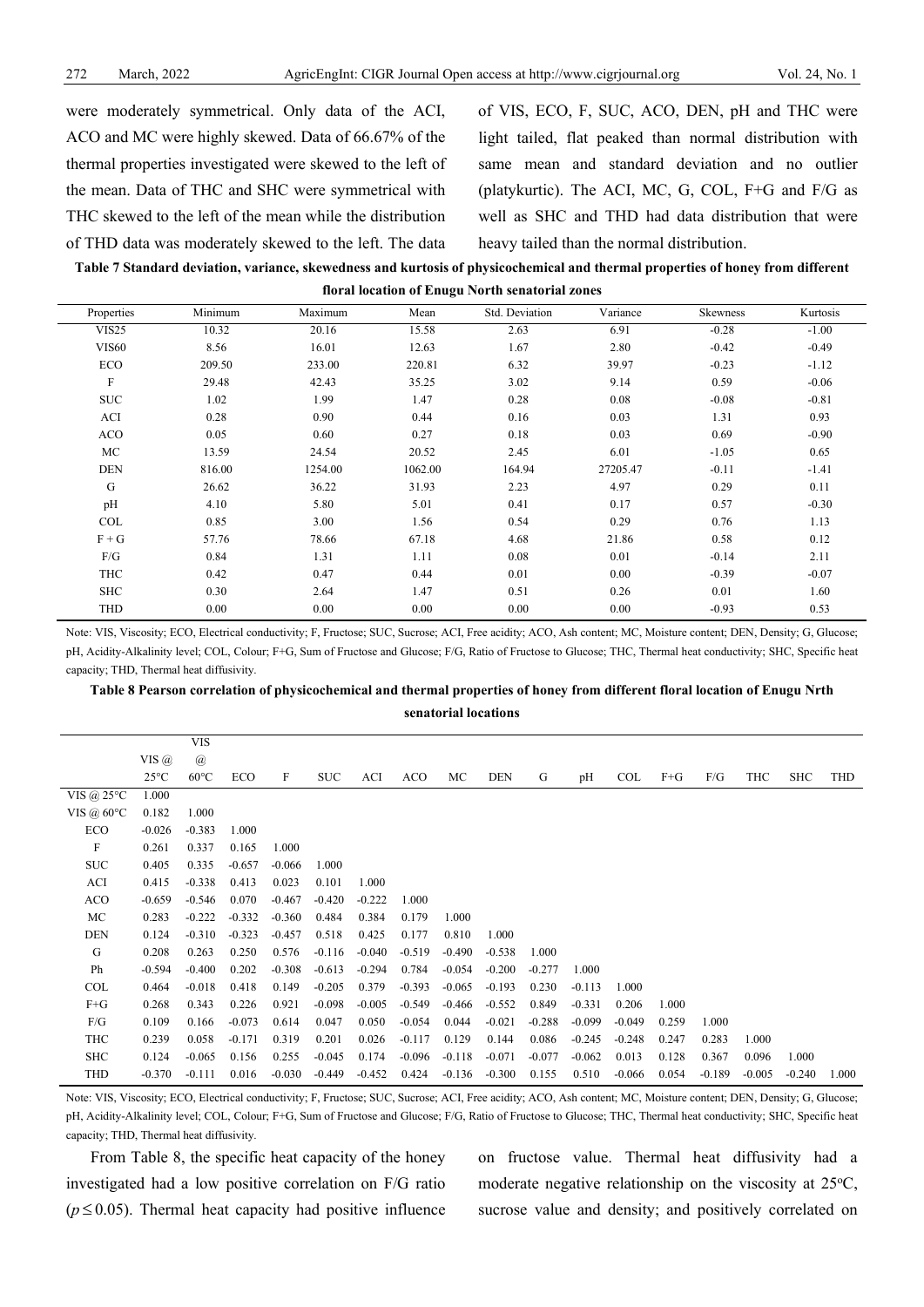were moderately symmetrical. Only data of the ACI, ACO and MC were highly skewed. Data of 66.67% of the thermal properties investigated were skewed to the left of the mean. Data of THC and SHC were symmetrical with THC skewed to the left of the mean while the distribution of THD data was moderately skewed to the left. The data of VIS, ECO, F, SUC, ACO, DEN, pH and THC were light tailed, flat peaked than normal distribution with same mean and standard deviation and no outlier (platykurtic). The ACI, MC, G, COL, F+G and F/G as well as SHC and THD had data distribution that were heavy tailed than the normal distribution.

**Table 7 Standard deviation, variance, skewedness and kurtosis of physicochemical and thermal properties of honey from different floral location of Enugu North senatorial zones**

| Properties | Minimum | Maximum | Mean | Std. Deviation | Variance | Skewness | Kurtosis |
|---|---|---|---|---|---|---|---|
| VIS25 | 10.32 | 20.16 | 15.58 | 2.63 | 6.91 | -0.28 | -1.00 |
| VIS60 | 8.56 | 16.01 | 12.63 | 1.67 | 2.80 | -0.42 | -0.49 |
| ECO | 209.50 | 233.00 | 220.81 | 6.32 | 39.97 | -0.23 | -1.12 |
| F | 29.48 | 42.43 | 35.25 | 3.02 | 9.14 | 0.59 | -0.06 |
| SUC | 1.02 | 1.99 | 1.47 | 0.28 | 0.08 | -0.08 | -0.81 |
| ACI | 0.28 | 0.90 | 0.44 | 0.16 | 0.03 | 1.31 | 0.93 |
| ACO | 0.05 | 0.60 | 0.27 | 0.18 | 0.03 | 0.69 | -0.90 |
| MC | 13.59 | 24.54 | 20.52 | 2.45 | 6.01 | -1.05 | 0.65 |
| DEN | 816.00 | 1254.00 | 1062.00 | 164.94 | 27205.47 | -0.11 | -1.41 |
| G | 26.62 | 36.22 | 31.93 | 2.23 | 4.97 | 0.29 | 0.11 |
| pH | 4.10 | 5.80 | 5.01 | 0.41 | 0.17 | 0.57 | -0.30 |
| COL | 0.85 | 3.00 | 1.56 | 0.54 | 0.29 | 0.76 | 1.13 |
| F + G | 57.76 | 78.66 | 67.18 | 4.68 | 21.86 | 0.58 | 0.12 |
| F/G | 0.84 | 1.31 | 1.11 | 0.08 | 0.01 | -0.14 | 2.11 |
| THC | 0.42 | 0.47 | 0.44 | 0.01 | 0.00 | -0.39 | -0.07 |
| SHC | 0.30 | 2.64 | 1.47 | 0.51 | 0.26 | 0.01 | 1.60 |
| THD | 0.00 | 0.00 | 0.00 | 0.00 | 0.00 | -0.93 | 0.53 |

Note: VIS, Viscosity; ECO, Electrical conductivity; F, Fructose; SUC, Sucrose; ACI, Free acidity; ACO, Ash content; MC, Moisture content; DEN, Density; G, Glucose; pH, Acidity-Alkalinity level; COL, Colour; F+G, Sum of Fructose and Glucose; F/G, Ratio of Fructose to Glucose; THC, Thermal heat conductivity; SHC, Specific heat capacity; THD, Thermal heat diffusivity.

**Table 8 Pearson correlation of physicochemical and thermal properties of honey from different floral location of Enugu Nrth senatorial locations**

| | VIS @ 25°C | VIS @ 60°C | ECO | F | SUC | ACI | ACO | MC | DEN | G | pH | COL | F+G | F/G | THC | SHC | THD |
|---|---|---|---|---|---|---|---|---|---|---|---|---|---|---|---|---|---|
| VIS @ 25°C | 1.000 | | | | | | | | | | | | | | | | |
| VIS @ 60°C | 0.182 | 1.000 | | | | | | | | | | | | | | | |
| ECO | -0.026 | -0.383 | 1.000 | | | | | | | | | | | | | | |
| F | 0.261 | 0.337 | 0.165 | 1.000 | | | | | | | | | | | | | |
| SUC | 0.405 | 0.335 | -0.657 | -0.066 | 1.000 | | | | | | | | | | | | |
| ACI | 0.415 | -0.338 | 0.413 | 0.023 | 0.101 | 1.000 | | | | | | | | | | | |
| ACO | -0.659 | -0.546 | 0.070 | -0.467 | -0.420 | -0.222 | 1.000 | | | | | | | | | | |
| MC | 0.283 | -0.222 | -0.332 | -0.360 | 0.484 | 0.384 | 0.179 | 1.000 | | | | | | | | | |
| DEN | 0.124 | -0.310 | -0.323 | -0.457 | 0.518 | 0.425 | 0.177 | 0.810 | 1.000 | | | | | | | | |
| G | 0.208 | 0.263 | 0.250 | 0.576 | -0.116 | -0.040 | -0.519 | -0.490 | -0.538 | 1.000 | | | | | | | |
| Ph | -0.594 | -0.400 | 0.202 | -0.308 | -0.613 | -0.294 | 0.784 | -0.054 | -0.200 | -0.277 | 1.000 | | | | | | |
| COL | 0.464 | -0.018 | 0.418 | 0.149 | -0.205 | 0.379 | -0.393 | -0.065 | -0.193 | 0.230 | -0.113 | 1.000 | | | | | |
| F+G | 0.268 | 0.343 | 0.226 | 0.921 | -0.098 | -0.005 | -0.549 | -0.466 | -0.552 | 0.849 | -0.331 | 0.206 | 1.000 | | | | |
| F/G | 0.109 | 0.166 | -0.073 | 0.614 | 0.047 | 0.050 | -0.054 | 0.044 | -0.021 | -0.288 | -0.099 | -0.049 | 0.259 | 1.000 | | | |
| THC | 0.239 | 0.058 | -0.171 | 0.319 | 0.201 | 0.026 | -0.117 | 0.129 | 0.144 | 0.086 | -0.245 | -0.248 | 0.247 | 0.283 | 1.000 | | |
| SHC | 0.124 | -0.065 | 0.156 | 0.255 | -0.045 | 0.174 | -0.096 | -0.118 | -0.071 | -0.077 | -0.062 | 0.013 | 0.128 | 0.367 | 0.096 | 1.000 | |
| THD | -0.370 | -0.111 | 0.016 | -0.030 | -0.449 | -0.452 | 0.424 | -0.136 | -0.300 | 0.155 | 0.510 | -0.066 | 0.054 | -0.189 | -0.005 | -0.240 | 1.000 |

Note: VIS, Viscosity; ECO, Electrical conductivity; F, Fructose; SUC, Sucrose; ACI, Free acidity; ACO, Ash content; MC, Moisture content; DEN, Density; G, Glucose; pH, Acidity-Alkalinity level; COL, Colour; F+G, Sum of Fructose and Glucose; F/G, Ratio of Fructose to Glucose; THC, Thermal heat conductivity; SHC, Specific heat capacity; THD, Thermal heat diffusivity.

From Table 8, the specific heat capacity of the honey investigated had a low positive correlation on F/G ratio ($p \leq 0.05$). Thermal heat capacity had positive influence on fructose value. Thermal heat diffusivity had a moderate negative relationship on the viscosity at 25°C, sucrose value and density; and positively correlated on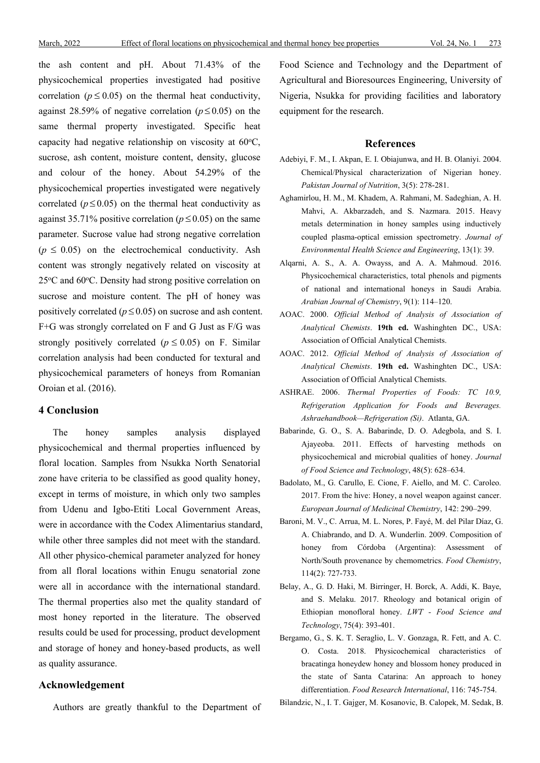the ash content and pH. About 71.43% of the physicochemical properties investigated had positive correlation ($p \leq 0.05$) on the thermal heat conductivity, against 28.59% of negative correlation ($p \leq 0.05$) on the same thermal property investigated. Specific heat capacity had negative relationship on viscosity at 60$^{o}$C, sucrose, ash content, moisture content, density, glucose and colour of the honey. About 54.29% of the physicochemical properties investigated were negatively correlated ($p \leq 0.05$) on the thermal heat conductivity as against 35.71% positive correlation ($p \leq 0.05$) on the same parameter. Sucrose value had strong negative correlation ($p \leq 0.05$) on the electrochemical conductivity. Ash content was strongly negatively related on viscosity at 25$^{o}$C and 60$^{o}$C. Density had strong positive correlation on sucrose and moisture content. The pH of honey was positively correlated ($p \leq 0.05$) on sucrose and ash content. F+G was strongly correlated on F and G Just as F/G was strongly positively correlated ($p \leq 0.05$) on F. Similar correlation analysis had been conducted for textural and physicochemical parameters of honeys from Romanian Oroian et al. (2016).

## 4 Conclusion

The honey samples analysis displayed physicochemical and thermal properties influenced by floral location. Samples from Nsukka North Senatorial zone have criteria to be classified as good quality honey, except in terms of moisture, in which only two samples from Udenu and Igbo-Etiti Local Government Areas, were in accordance with the Codex Alimentarius standard, while other three samples did not meet with the standard. All other physico-chemical parameter analyzed for honey from all floral locations within Enugu senatorial zone were all in accordance with the international standard. The thermal properties also met the quality standard of most honey reported in the literature. The observed results could be used for processing, product development and storage of honey and honey-based products, as well as quality assurance.

## Acknowledgement

Authors are greatly thankful to the Department of Food Science and Technology and the Department of Agricultural and Bioresources Engineering, University of Nigeria, Nsukka for providing facilities and laboratory equipment for the research.

## References

Adebiyi, F. M., I. Akpan, E. I. Obiajunwa, and H. B. Olaniyi. 2004. Chemical/Physical characterization of Nigerian honey. *Pakistan Journal of Nutrition*, 3(5): 278-281.

Aghamirlou, H. M., M. Khadem, A. Rahmani, M. Sadeghian, A. H. Mahvi, A. Akbarzadeh, and S. Nazmara. 2015. Heavy metals determination in honey samples using inductively coupled plasma-optical emission spectrometry. *Journal of Environmental Health Science and Engineering*, 13(1): 39.

Alqarni, A. S., A. A. Owayss, and A. A. Mahmoud. 2016. Physicochemical characteristics, total phenols and pigments of national and international honeys in Saudi Arabia. *Arabian Journal of Chemistry*, 9(1): 114–120.

AOAC. 2000. *Official Method of Analysis of Association of Analytical Chemists*. **19th ed.** Washinghten DC., USA: Association of Official Analytical Chemists.

AOAC. 2012. *Official Method of Analysis of Association of Analytical Chemists*. **19th ed.** Washinghten DC., USA: Association of Official Analytical Chemists.

ASHRAE. 2006. *Thermal Properties of Foods: TC 10.9, Refrigeration Application for Foods and Beverages. Ashraehandbook—Refrigeration (Si)*. Atlanta, GA.

Babarinde, G. O., S. A. Babarinde, D. O. Adegbola, and S. I. Ajayeoba. 2011. Effects of harvesting methods on physicochemical and microbial qualities of honey. *Journal of Food Science and Technology*, 48(5): 628–634.

Badolato, M., G. Carullo, E. Cione, F. Aiello, and M. C. Caroleo. 2017. From the hive: Honey, a novel weapon against cancer. *European Journal of Medicinal Chemistry*, 142: 290–299.

Baroni, M. V., C. Arrua, M. L. Nores, P. Fayé, M. del Pilar Díaz, G. A. Chiabrando, and D. A. Wunderlin. 2009. Composition of honey from Córdoba (Argentina): Assessment of North/South provenance by chemometrics. *Food Chemistry*, 114(2): 727-733.

Belay, A., G. D. Haki, M. Birringer, H. Borck, A. Addi, K. Baye, and S. Melaku. 2017. Rheology and botanical origin of Ethiopian monofloral honey. *LWT - Food Science and Technology*, 75(4): 393-401.

Bergamo, G., S. K. T. Seraglio, L. V. Gonzaga, R. Fett, and A. C. O. Costa. 2018. Physicochemical characteristics of bracatinga honeydew honey and blossom honey produced in the state of Santa Catarina: An approach to honey differentiation. *Food Research International*, 116: 745-754.

Bilandzic, N., I. T. Gajger, M. Kosanovic, B. Calopek, M. Sedak, B.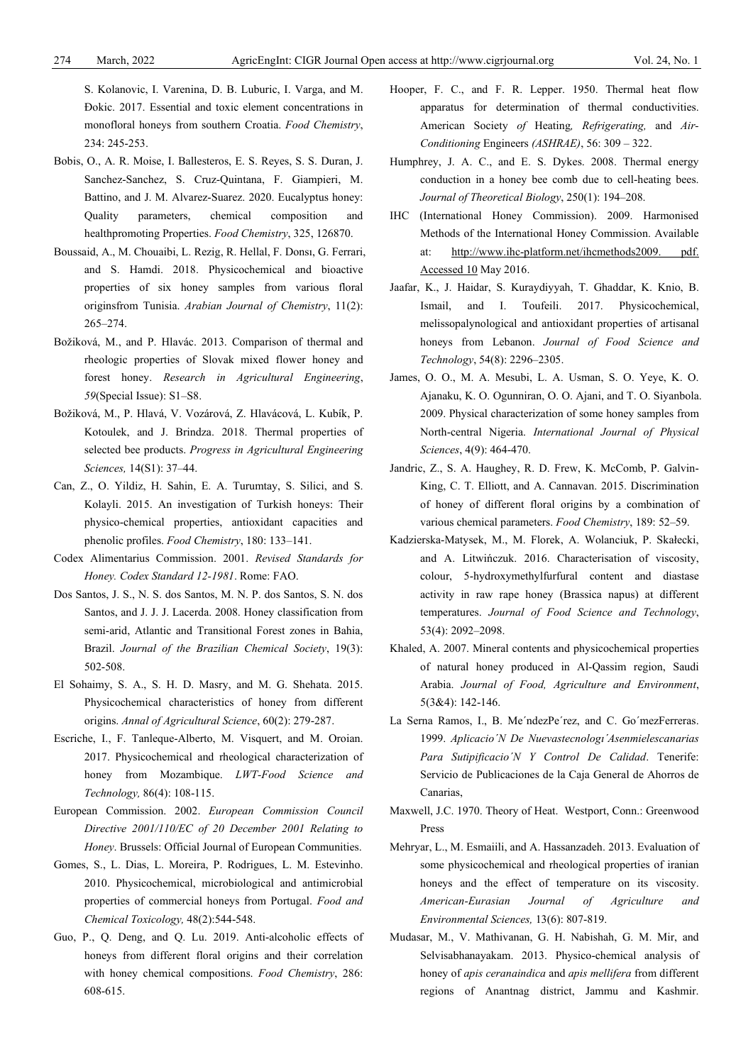S. Kolanovic, I. Varenina, D. B. Luburic, I. Varga, and M. Đokic. 2017. Essential and toxic element concentrations in monofloral honeys from southern Croatia. *Food Chemistry*, 234: 245-253.

Bobis, O., A. R. Moise, I. Ballesteros, E. S. Reyes, S. S. Duran, J. Sanchez-Sanchez, S. Cruz-Quintana, F. Giampieri, M. Battino, and J. M. Alvarez-Suarez. 2020. Eucalyptus honey: Quality parameters, chemical composition and healthpromoting Properties. *Food Chemistry*, 325, 126870.

Boussaid, A., M. Chouaibi, L. Rezig, R. Hellal, F. Donsı, G. Ferrari, and S. Hamdi. 2018. Physicochemical and bioactive properties of six honey samples from various floral originsfrom Tunisia. *Arabian Journal of Chemistry*, 11(2): 265–274.

Božiková, M., and P. Hlavác. 2013. Comparison of thermal and rheologic properties of Slovak mixed flower honey and forest honey. *Research in Agricultural Engineering*, *59*(Special Issue): S1–S8.

Božiková, M., P. Hlavá, V. Vozárová, Z. Hlavácová, L. Kubík, P. Kotoulek, and J. Brindza. 2018. Thermal properties of selected bee products. *Progress in Agricultural Engineering Sciences,* 14(S1): 37–44.

Can, Z., O. Yildiz, H. Sahin, E. A. Turumtay, S. Silici, and S. Kolayli. 2015. An investigation of Turkish honeys: Their physico-chemical properties, antioxidant capacities and phenolic profiles. *Food Chemistry*, 180: 133–141.

Codex Alimentarius Commission. 2001. *Revised Standards for Honey. Codex Standard 12-1981*. Rome: FAO.

Dos Santos, J. S., N. S. dos Santos, M. N. P. dos Santos, S. N. dos Santos, and J. J. J. Lacerda. 2008. Honey classification from semi-arid, Atlantic and Transitional Forest zones in Bahia, Brazil. *Journal of the Brazilian Chemical Society*, 19(3): 502-508.

El Sohaimy, S. A., S. H. D. Masry, and M. G. Shehata. 2015. Physicochemical characteristics of honey from different origins. *Annal of Agricultural Science*, 60(2): 279-287.

Escriche, I., F. Tanleque-Alberto, M. Visquert, and M. Oroian. 2017. Physicochemical and rheological characterization of honey from Mozambique. *LWT-Food Science and Technology,* 86(4): 108-115.

European Commission. 2002. *European Commission Council Directive 2001/110/EC of 20 December 2001 Relating to Honey*. Brussels: Official Journal of European Communities.

Gomes, S., L. Dias, L. Moreira, P. Rodrigues, L. M. Estevinho. 2010. Physicochemical, microbiological and antimicrobial properties of commercial honeys from Portugal. *Food and Chemical Toxicology,* 48(2):544-548.

Guo, P., Q. Deng, and Q. Lu. 2019. Anti-alcoholic effects of honeys from different floral origins and their correlation with honey chemical compositions. *Food Chemistry*, 286: 608-615.

Hooper, F. C., and F. R. Lepper. 1950. Thermal heat flow apparatus for determination of thermal conductivities. American Society *of* Heating*, Refrigerating,* and *Air-Conditioning* Engineers *(ASHRAE)*, 56: 309 – 322.

Humphrey, J. A. C., and E. S. Dykes. 2008. Thermal energy conduction in a honey bee comb due to cell-heating bees. *Journal of Theoretical Biology*, 250(1): 194–208.

IHC (International Honey Commission). 2009. Harmonised Methods of the International Honey Commission. Available at: http://www.ihc-platform.net/ihcmethods2009. pdf. Accessed 10 May 2016.

Jaafar, K., J. Haidar, S. Kuraydiyyah, T. Ghaddar, K. Knio, B. Ismail, and I. Toufeili. 2017. Physicochemical, melissopalynological and antioxidant properties of artisanal honeys from Lebanon. *Journal of Food Science and Technology*, 54(8): 2296–2305.

James, O. O., M. A. Mesubi, L. A. Usman, S. O. Yeye, K. O. Ajanaku, K. O. Ogunniran, O. O. Ajani, and T. O. Siyanbola. 2009. Physical characterization of some honey samples from North-central Nigeria. *International Journal of Physical Sciences*, 4(9): 464-470.

Jandric, Z., S. A. Haughey, R. D. Frew, K. McComb, P. Galvin-King, C. T. Elliott, and A. Cannavan. 2015. Discrimination of honey of different floral origins by a combination of various chemical parameters. *Food Chemistry*, 189: 52–59.

Kadzierska-Matysek, M., M. Florek, A. Wolanciuk, P. Skałecki, and A. Litwińczuk. 2016. Characterisation of viscosity, colour, 5-hydroxymethylfurfural content and diastase activity in raw rape honey (Brassica napus) at different temperatures. *Journal of Food Science and Technology*, 53(4): 2092–2098.

Khaled, A. 2007. Mineral contents and physicochemical properties of natural honey produced in Al-Qassim region, Saudi Arabia. *Journal of Food, Agriculture and Environment*, 5(3&4): 142-146.

La Serna Ramos, I., B. Me´ndezPe´rez, and C. Go´mezFerreras. 1999. *Aplicacio´N De Nuevastecnologı´Asenmielescanarias Para Sutipificacio´N Y Control De Calidad*. Tenerife: Servicio de Publicaciones de la Caja General de Ahorros de Canarias,

Maxwell, J.C. 1970. Theory of Heat. Westport, Conn.: Greenwood Press

Mehryar, L., M. Esmaiili, and A. Hassanzadeh. 2013. Evaluation of some physicochemical and rheological properties of iranian honeys and the effect of temperature on its viscosity. *American-Eurasian Journal of Agriculture and Environmental Sciences,* 13(6): 807-819.

Mudasar, M., V. Mathivanan, G. H. Nabishah, G. M. Mir, and Selvisabhanayakam. 2013. Physico-chemical analysis of honey of *apis ceranaindica* and *apis mellifera* from different regions of Anantnag district, Jammu and Kashmir.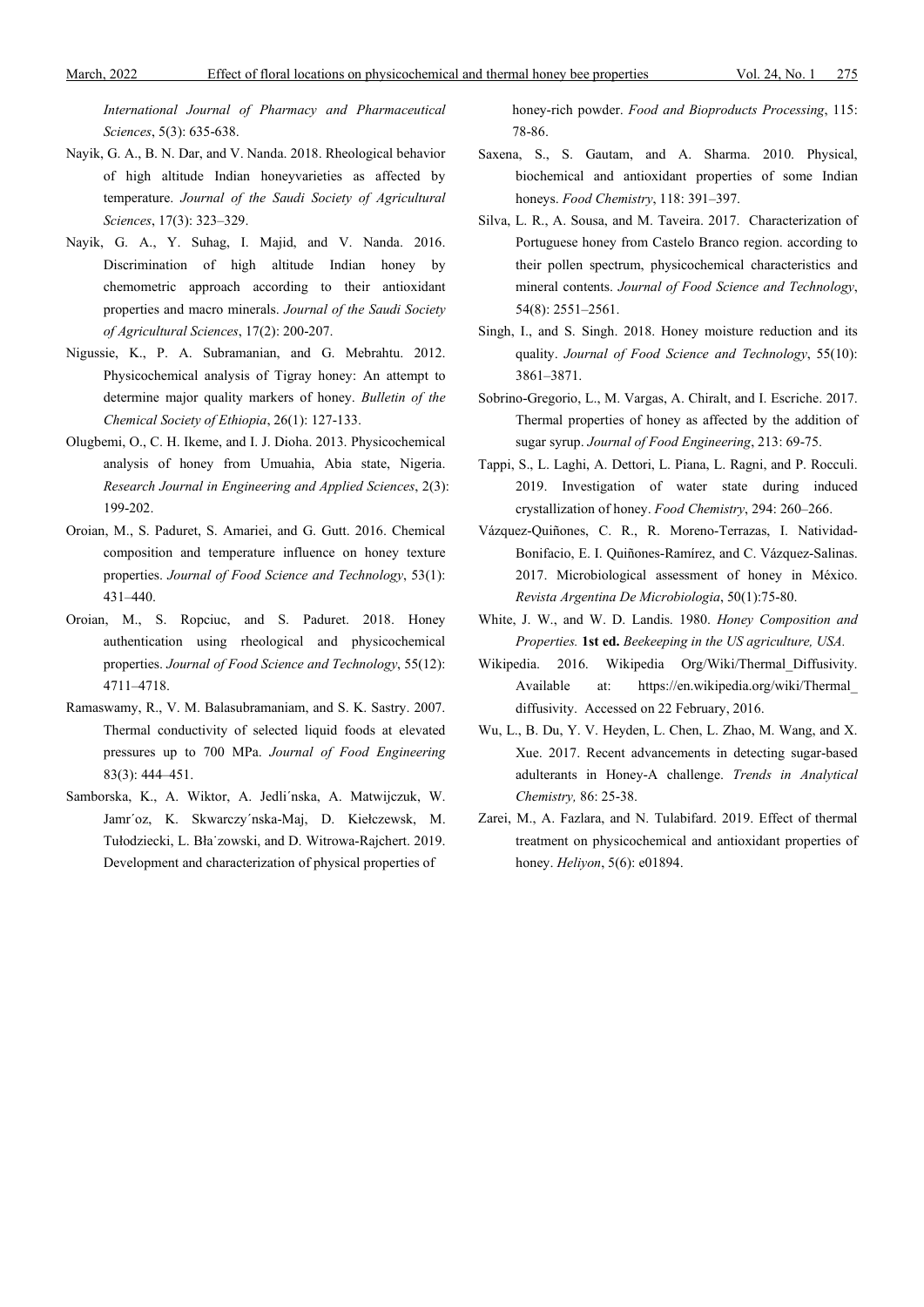*International Journal of Pharmacy and Pharmaceutical Sciences*, 5(3): 635-638.

Nayik, G. A., B. N. Dar, and V. Nanda. 2018. Rheological behavior of high altitude Indian honeyvarieties as affected by temperature. *Journal of the Saudi Society of Agricultural Sciences*, 17(3): 323–329.

Nayik, G. A., Y. Suhag, I. Majid, and V. Nanda. 2016. Discrimination of high altitude Indian honey by chemometric approach according to their antioxidant properties and macro minerals. *Journal of the Saudi Society of Agricultural Sciences*, 17(2): 200-207.

Nigussie, K., P. A. Subramanian, and G. Mebrahtu. 2012. Physicochemical analysis of Tigray honey: An attempt to determine major quality markers of honey. *Bulletin of the Chemical Society of Ethiopia*, 26(1): 127-133.

Olugbemi, O., C. H. Ikeme, and I. J. Dioha. 2013. Physicochemical analysis of honey from Umuahia, Abia state, Nigeria. *Research Journal in Engineering and Applied Sciences*, 2(3): 199-202.

Oroian, M., S. Paduret, S. Amariei, and G. Gutt. 2016. Chemical composition and temperature influence on honey texture properties. *Journal of Food Science and Technology*, 53(1): 431–440.

Oroian, M., S. Ropciuc, and S. Paduret. 2018. Honey authentication using rheological and physicochemical properties. *Journal of Food Science and Technology*, 55(12): 4711–4718.

Ramaswamy, R., V. M. Balasubramaniam, and S. K. Sastry. 2007. Thermal conductivity of selected liquid foods at elevated pressures up to 700 MPa. *Journal of Food Engineering* 83(3): 444–451.

Samborska, K., A. Wiktor, A. Jedli´nska, A. Matwijczuk, W. Jamr´oz, K. Skwarczy´nska-Maj, D. Kiełczewsk, M. Tułodziecki, L. Bła˙zowski, and D. Witrowa-Rajchert. 2019. Development and characterization of physical properties of honey-rich powder. *Food and Bioproducts Processing*, 115: 78-86.

Saxena, S., S. Gautam, and A. Sharma. 2010. Physical, biochemical and antioxidant properties of some Indian honeys. *Food Chemistry*, 118: 391–397.

Silva, L. R., A. Sousa, and M. Taveira. 2017. Characterization of Portuguese honey from Castelo Branco region. according to their pollen spectrum, physicochemical characteristics and mineral contents. *Journal of Food Science and Technology*, 54(8): 2551–2561.

Singh, I., and S. Singh. 2018. Honey moisture reduction and its quality. *Journal of Food Science and Technology*, 55(10): 3861–3871.

Sobrino-Gregorio, L., M. Vargas, A. Chiralt, and I. Escriche. 2017. Thermal properties of honey as affected by the addition of sugar syrup. *Journal of Food Engineering*, 213: 69-75.

Tappi, S., L. Laghi, A. Dettori, L. Piana, L. Ragni, and P. Rocculi. 2019. Investigation of water state during induced crystallization of honey. *Food Chemistry*, 294: 260–266.

Vázquez-Quiñones, C. R., R. Moreno-Terrazas, I. Natividad-Bonifacio, E. I. Quiñones-Ramírez, and C. Vázquez-Salinas. 2017. Microbiological assessment of honey in México. *Revista Argentina De Microbiologia*, 50(1):75-80.

White, J. W., and W. D. Landis. 1980. *Honey Composition and Properties.* **1st ed.** *Beekeeping in the US agriculture, USA.*

Wikipedia. 2016. Wikipedia Org/Wiki/Thermal_Diffusivity. Available at: https://en.wikipedia.org/wiki/Thermal_diffusivity. Accessed on 22 February, 2016.

Wu, L., B. Du, Y. V. Heyden, L. Chen, L. Zhao, M. Wang, and X. Xue. 2017. Recent advancements in detecting sugar-based adulterants in Honey-A challenge. *Trends in Analytical Chemistry,* 86: 25-38.

Zarei, M., A. Fazlara, and N. Tulabifard. 2019. Effect of thermal treatment on physicochemical and antioxidant properties of honey. *Heliyon*, 5(6): e01894.